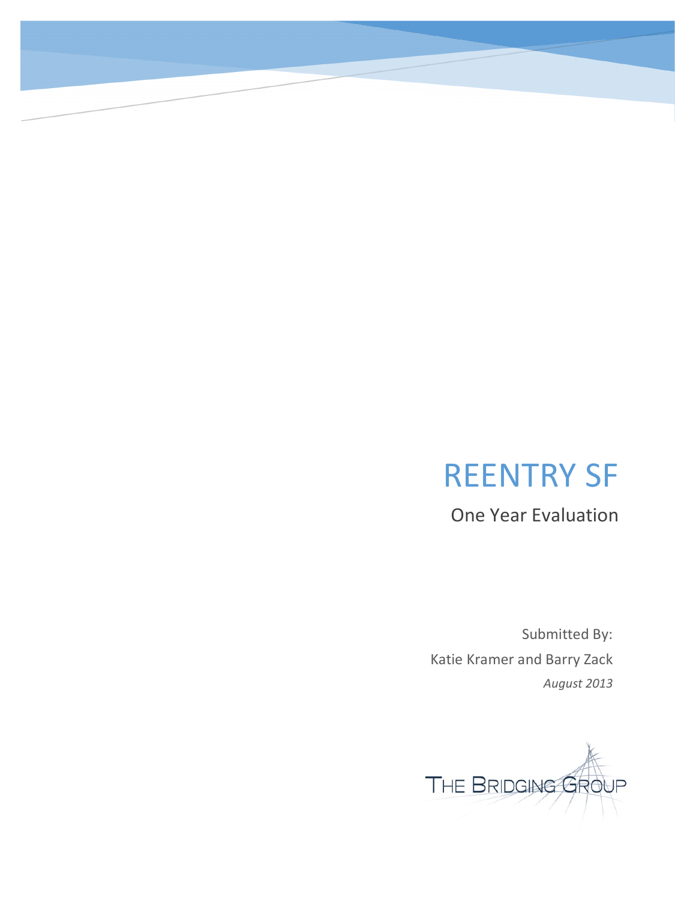# REENTRY SF

## One Year Evaluation

Submitted By:

Katie Kramer and Barry Zack

*August 2013*

THE BRIDGING GROUP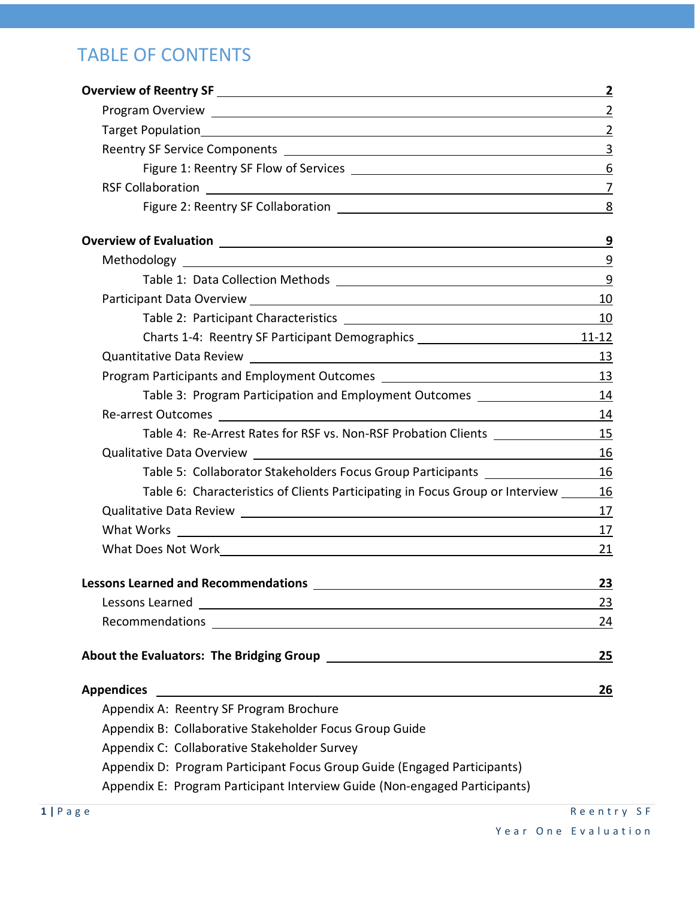# TABLE OF CONTENTS

| | |
|---|---|
| **Overview of Reentry SF** | **2** |
| Program Overview | 2 |
| Target Population | 2 |
| Reentry SF Service Components | 3 |
| Figure 1: Reentry SF Flow of Services | 6 |
| RSF Collaboration | 7 |
| Figure 2: Reentry SF Collaboration | 8 |
| **Overview of Evaluation** | **9** |
| Methodology | 9 |
| Table 1: Data Collection Methods | 9 |
| Participant Data Overview | 10 |
| Table 2: Participant Characteristics | 10 |
| Charts 1-4: Reentry SF Participant Demographics | 11-12 |
| Quantitative Data Review | 13 |
| Program Participants and Employment Outcomes | 13 |
| Table 3: Program Participation and Employment Outcomes | 14 |
| Re-arrest Outcomes | 14 |
| Table 4: Re-Arrest Rates for RSF vs. Non-RSF Probation Clients | 15 |
| Qualitative Data Overview | 16 |
| Table 5: Collaborator Stakeholders Focus Group Participants | 16 |
| Table 6: Characteristics of Clients Participating in Focus Group or Interview | 16 |
| Qualitative Data Review | 17 |
| What Works | 17 |
| What Does Not Work | 21 |
| **Lessons Learned and Recommendations** | **23** |
| Lessons Learned | 23 |
| Recommendations | 24 |
| **About the Evaluators: The Bridging Group** | **25** |
| **Appendices** | **26** |
| Appendix A: Reentry SF Program Brochure | |
| Appendix B: Collaborative Stakeholder Focus Group Guide | |
| Appendix C: Collaborative Stakeholder Survey | |
| Appendix D: Program Participant Focus Group Guide (Engaged Participants) | |
| Appendix E: Program Participant Interview Guide (Non-engaged Participants) | |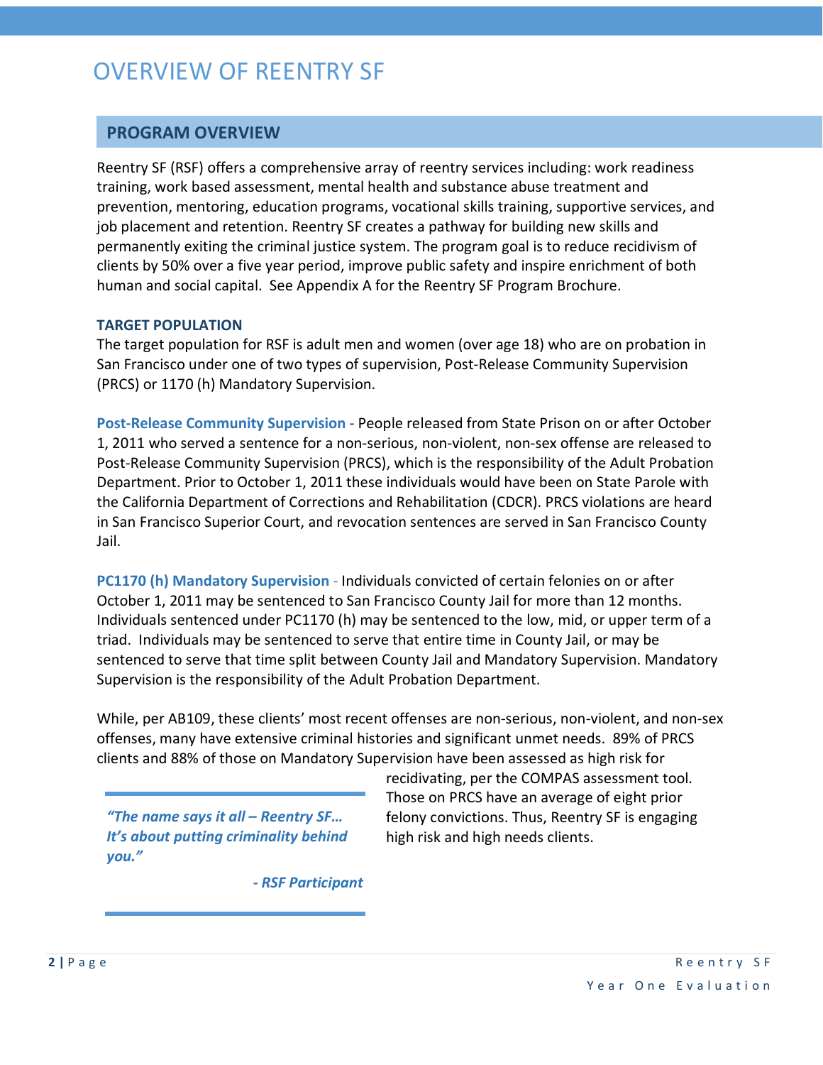# OVERVIEW OF REENTRY SF

## PROGRAM OVERVIEW

Reentry SF (RSF) offers a comprehensive array of reentry services including: work readiness training, work based assessment, mental health and substance abuse treatment and prevention, mentoring, education programs, vocational skills training, supportive services, and job placement and retention. Reentry SF creates a pathway for building new skills and permanently exiting the criminal justice system. The program goal is to reduce recidivism of clients by 50% over a five year period, improve public safety and inspire enrichment of both human and social capital. See Appendix A for the Reentry SF Program Brochure.

### TARGET POPULATION

The target population for RSF is adult men and women (over age 18) who are on probation in San Francisco under one of two types of supervision, Post-Release Community Supervision (PRCS) or 1170 (h) Mandatory Supervision.

**Post-Release Community Supervision -** People released from State Prison on or after October 1, 2011 who served a sentence for a non-serious, non-violent, non-sex offense are released to Post-Release Community Supervision (PRCS), which is the responsibility of the Adult Probation Department. Prior to October 1, 2011 these individuals would have been on State Parole with the California Department of Corrections and Rehabilitation (CDCR). PRCS violations are heard in San Francisco Superior Court, and revocation sentences are served in San Francisco County Jail.

**PC1170 (h) Mandatory Supervision** - Individuals convicted of certain felonies on or after October 1, 2011 may be sentenced to San Francisco County Jail for more than 12 months. Individuals sentenced under PC1170 (h) may be sentenced to the low, mid, or upper term of a triad. Individuals may be sentenced to serve that entire time in County Jail, or may be sentenced to serve that time split between County Jail and Mandatory Supervision. Mandatory Supervision is the responsibility of the Adult Probation Department.

While, per AB109, these clients' most recent offenses are non-serious, non-violent, and non-sex offenses, many have extensive criminal histories and significant unmet needs. 89% of PRCS clients and 88% of those on Mandatory Supervision have been assessed as high risk for recidivating, per the COMPAS assessment tool. Those on PRCS have an average of eight prior felony convictions. Thus, Reentry SF is engaging high risk and high needs clients.

> ***"The name says it all – Reentry SF… It's about putting criminality behind you."***
>
> ***- RSF Participant***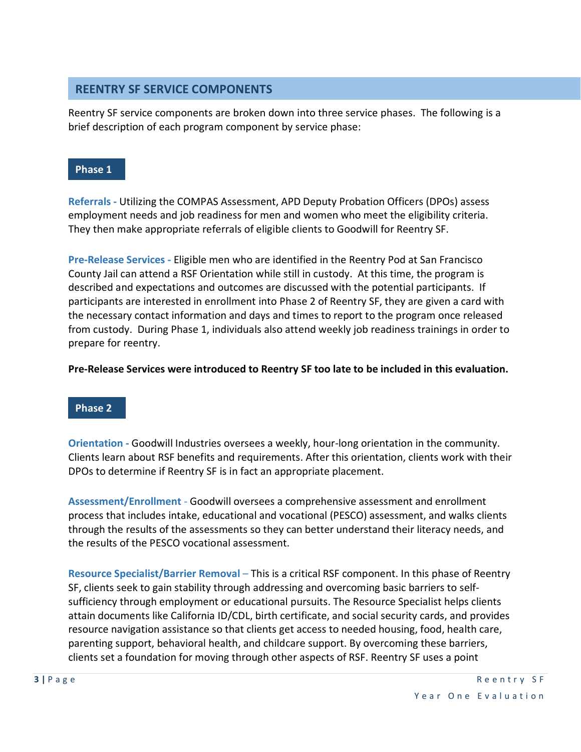## REENTRY SF SERVICE COMPONENTS

Reentry SF service components are broken down into three service phases. The following is a brief description of each program component by service phase:

### Phase 1

**Referrals -** Utilizing the COMPAS Assessment, APD Deputy Probation Officers (DPOs) assess employment needs and job readiness for men and women who meet the eligibility criteria. They then make appropriate referrals of eligible clients to Goodwill for Reentry SF.

**Pre-Release Services -** Eligible men who are identified in the Reentry Pod at San Francisco County Jail can attend a RSF Orientation while still in custody. At this time, the program is described and expectations and outcomes are discussed with the potential participants. If participants are interested in enrollment into Phase 2 of Reentry SF, they are given a card with the necessary contact information and days and times to report to the program once released from custody. During Phase 1, individuals also attend weekly job readiness trainings in order to prepare for reentry.

**Pre-Release Services were introduced to Reentry SF too late to be included in this evaluation.**

### Phase 2

**Orientation -** Goodwill Industries oversees a weekly, hour-long orientation in the community. Clients learn about RSF benefits and requirements. After this orientation, clients work with their DPOs to determine if Reentry SF is in fact an appropriate placement.

**Assessment/Enrollment -** Goodwill oversees a comprehensive assessment and enrollment process that includes intake, educational and vocational (PESCO) assessment, and walks clients through the results of the assessments so they can better understand their literacy needs, and the results of the PESCO vocational assessment.

**Resource Specialist/Barrier Removal –** This is a critical RSF component. In this phase of Reentry SF, clients seek to gain stability through addressing and overcoming basic barriers to self-sufficiency through employment or educational pursuits. The Resource Specialist helps clients attain documents like California ID/CDL, birth certificate, and social security cards, and provides resource navigation assistance so that clients get access to needed housing, food, health care, parenting support, behavioral health, and childcare support. By overcoming these barriers, clients set a foundation for moving through other aspects of RSF. Reentry SF uses a point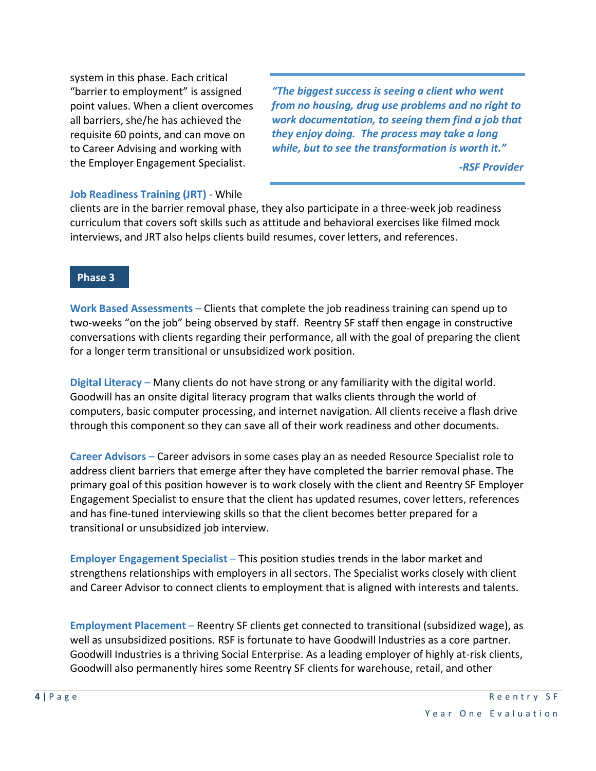system in this phase. Each critical "barrier to employment" is assigned point values. When a client overcomes all barriers, she/he has achieved the requisite 60 points, and can move on to Career Advising and working with the Employer Engagement Specialist.

> ***"The biggest success is seeing a client who went from no housing, drug use problems and no right to work documentation, to seeing them find a job that they enjoy doing. The process may take a long while, but to see the transformation is worth it."***
>
> ***-RSF Provider***

**Job Readiness Training (JRT)** - While clients are in the barrier removal phase, they also participate in a three-week job readiness curriculum that covers soft skills such as attitude and behavioral exercises like filmed mock interviews, and JRT also helps clients build resumes, cover letters, and references.

## Phase 3

**Work Based Assessments** – Clients that complete the job readiness training can spend up to two-weeks "on the job" being observed by staff. Reentry SF staff then engage in constructive conversations with clients regarding their performance, all with the goal of preparing the client for a longer term transitional or unsubsidized work position.

**Digital Literacy** – Many clients do not have strong or any familiarity with the digital world. Goodwill has an onsite digital literacy program that walks clients through the world of computers, basic computer processing, and internet navigation. All clients receive a flash drive through this component so they can save all of their work readiness and other documents.

**Career Advisors** – Career advisors in some cases play an as needed Resource Specialist role to address client barriers that emerge after they have completed the barrier removal phase. The primary goal of this position however is to work closely with the client and Reentry SF Employer Engagement Specialist to ensure that the client has updated resumes, cover letters, references and has fine-tuned interviewing skills so that the client becomes better prepared for a transitional or unsubsidized job interview.

**Employer Engagement Specialist** – This position studies trends in the labor market and strengthens relationships with employers in all sectors. The Specialist works closely with client and Career Advisor to connect clients to employment that is aligned with interests and talents.

**Employment Placement** – Reentry SF clients get connected to transitional (subsidized wage), as well as unsubsidized positions. RSF is fortunate to have Goodwill Industries as a core partner. Goodwill Industries is a thriving Social Enterprise. As a leading employer of highly at-risk clients, Goodwill also permanently hires some Reentry SF clients for warehouse, retail, and other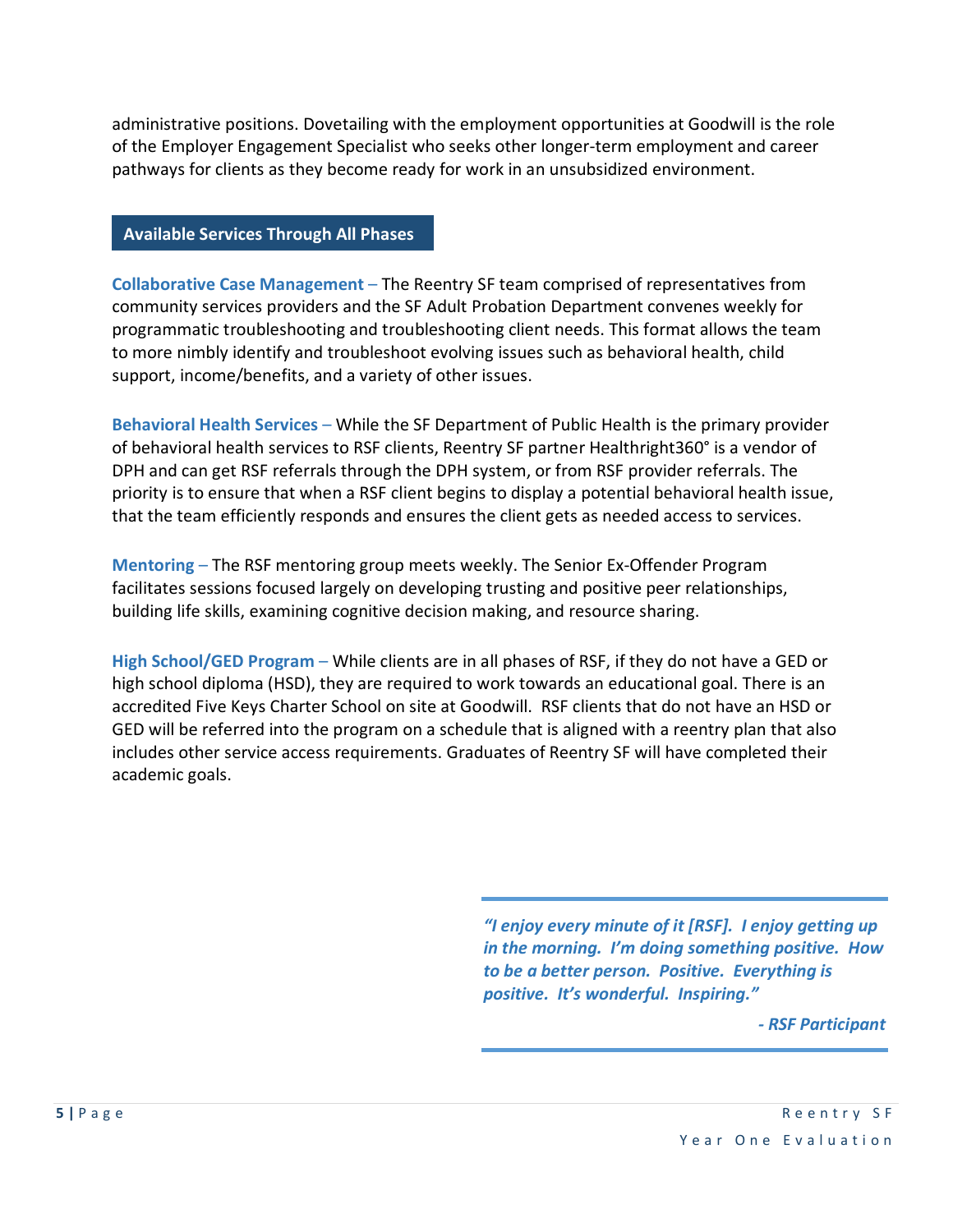administrative positions. Dovetailing with the employment opportunities at Goodwill is the role of the Employer Engagement Specialist who seeks other longer-term employment and career pathways for clients as they become ready for work in an unsubsidized environment.

## Available Services Through All Phases

**Collaborative Case Management** – The Reentry SF team comprised of representatives from community services providers and the SF Adult Probation Department convenes weekly for programmatic troubleshooting and troubleshooting client needs. This format allows the team to more nimbly identify and troubleshoot evolving issues such as behavioral health, child support, income/benefits, and a variety of other issues.

**Behavioral Health Services** – While the SF Department of Public Health is the primary provider of behavioral health services to RSF clients, Reentry SF partner Healthright360° is a vendor of DPH and can get RSF referrals through the DPH system, or from RSF provider referrals. The priority is to ensure that when a RSF client begins to display a potential behavioral health issue, that the team efficiently responds and ensures the client gets as needed access to services.

**Mentoring** – The RSF mentoring group meets weekly. The Senior Ex-Offender Program facilitates sessions focused largely on developing trusting and positive peer relationships, building life skills, examining cognitive decision making, and resource sharing.

**High School/GED Program** – While clients are in all phases of RSF, if they do not have a GED or high school diploma (HSD), they are required to work towards an educational goal. There is an accredited Five Keys Charter School on site at Goodwill. RSF clients that do not have an HSD or GED will be referred into the program on a schedule that is aligned with a reentry plan that also includes other service access requirements. Graduates of Reentry SF will have completed their academic goals.

> ***"I enjoy every minute of it [RSF]. I enjoy getting up in the morning. I'm doing something positive. How to be a better person. Positive. Everything is positive. It's wonderful. Inspiring."***
>
> ***- RSF Participant***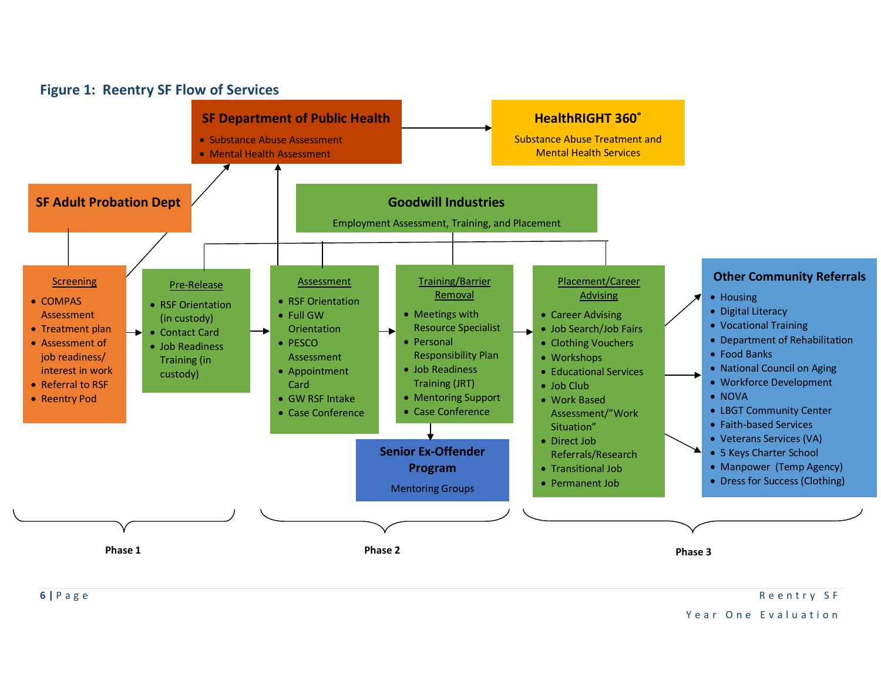**Figure 1: Reentry SF Flow of Services**

**SF Department of Public Health**
- Substance Abuse Assessment
- Mental Health Assessment

**HealthRIGHT 360˚**

Substance Abuse Treatment and Mental Health Services

**SF Adult Probation Dept**

**Goodwill Industries**

Employment Assessment, Training, and Placement

**Screening**
- COMPAS Assessment
- Treatment plan
- Assessment of job readiness/ interest in work
- Referral to RSF
- Reentry Pod

**Pre-Release**
- RSF Orientation (in custody)
- Contact Card
- Job Readiness Training (in custody)

**Assessment**
- RSF Orientation
- Full GW Orientation
- PESCO Assessment
- Appointment Card
- GW RSF Intake
- Case Conference

**Training/Barrier Removal**
- Meetings with Resource Specialist
- Personal Responsibility Plan
- Job Readiness Training (JRT)
- Mentoring Support
- Case Conference

**Senior Ex-Offender Program**

Mentoring Groups

**Placement/Career Advising**
- Career Advising
- Job Search/Job Fairs
- Clothing Vouchers
- Workshops
- Educational Services
- Job Club
- Work Based Assessment/"Work Situation"
- Direct Job Referrals/Research
- Transitional Job
- Permanent Job

**Other Community Referrals**
- Housing
- Digital Literacy
- Vocational Training
- Department of Rehabilitation
- Food Banks
- National Council on Aging
- Workforce Development
- NOVA
- LBGT Community Center
- Faith-based Services
- Veterans Services (VA)
- 5 Keys Charter School
- Manpower (Temp Agency)
- Dress for Success (Clothing)

**Phase 1** **Phase 2** **Phase 3**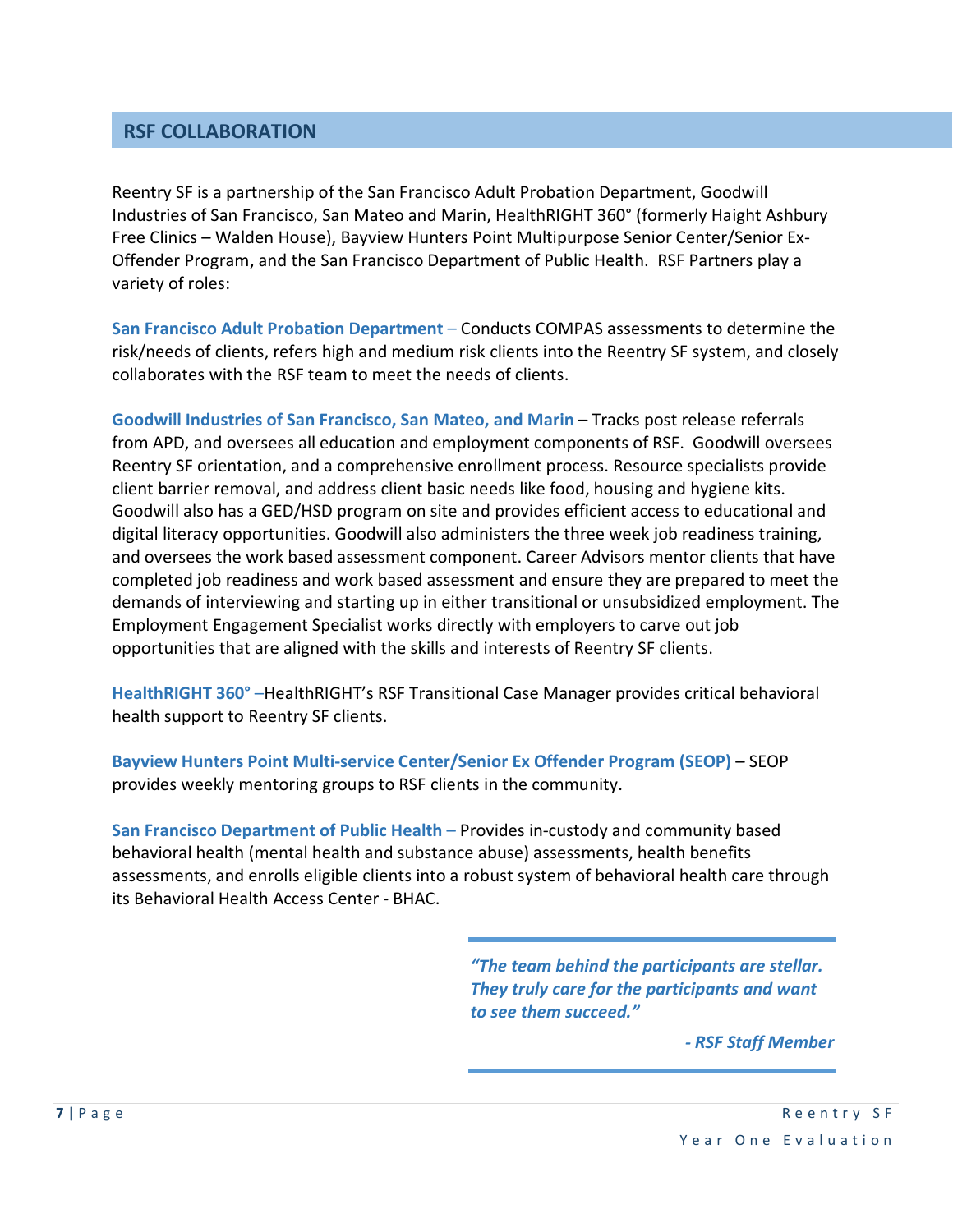## RSF COLLABORATION

Reentry SF is a partnership of the San Francisco Adult Probation Department, Goodwill Industries of San Francisco, San Mateo and Marin, HealthRIGHT 360° (formerly Haight Ashbury Free Clinics – Walden House), Bayview Hunters Point Multipurpose Senior Center/Senior Ex-Offender Program, and the San Francisco Department of Public Health. RSF Partners play a variety of roles:

**San Francisco Adult Probation Department –** Conducts COMPAS assessments to determine the risk/needs of clients, refers high and medium risk clients into the Reentry SF system, and closely collaborates with the RSF team to meet the needs of clients.

**Goodwill Industries of San Francisco, San Mateo, and Marin** – Tracks post release referrals from APD, and oversees all education and employment components of RSF. Goodwill oversees Reentry SF orientation, and a comprehensive enrollment process. Resource specialists provide client barrier removal, and address client basic needs like food, housing and hygiene kits. Goodwill also has a GED/HSD program on site and provides efficient access to educational and digital literacy opportunities. Goodwill also administers the three week job readiness training, and oversees the work based assessment component. Career Advisors mentor clients that have completed job readiness and work based assessment and ensure they are prepared to meet the demands of interviewing and starting up in either transitional or unsubsidized employment. The Employment Engagement Specialist works directly with employers to carve out job opportunities that are aligned with the skills and interests of Reentry SF clients.

**HealthRIGHT 360° –**HealthRIGHT's RSF Transitional Case Manager provides critical behavioral health support to Reentry SF clients.

**Bayview Hunters Point Multi-service Center/Senior Ex Offender Program (SEOP)** – SEOP provides weekly mentoring groups to RSF clients in the community.

**San Francisco Department of Public Health –** Provides in-custody and community based behavioral health (mental health and substance abuse) assessments, health benefits assessments, and enrolls eligible clients into a robust system of behavioral health care through its Behavioral Health Access Center - BHAC.

> ***"The team behind the participants are stellar. They truly care for the participants and want to see them succeed."***
>
> ***- RSF Staff Member***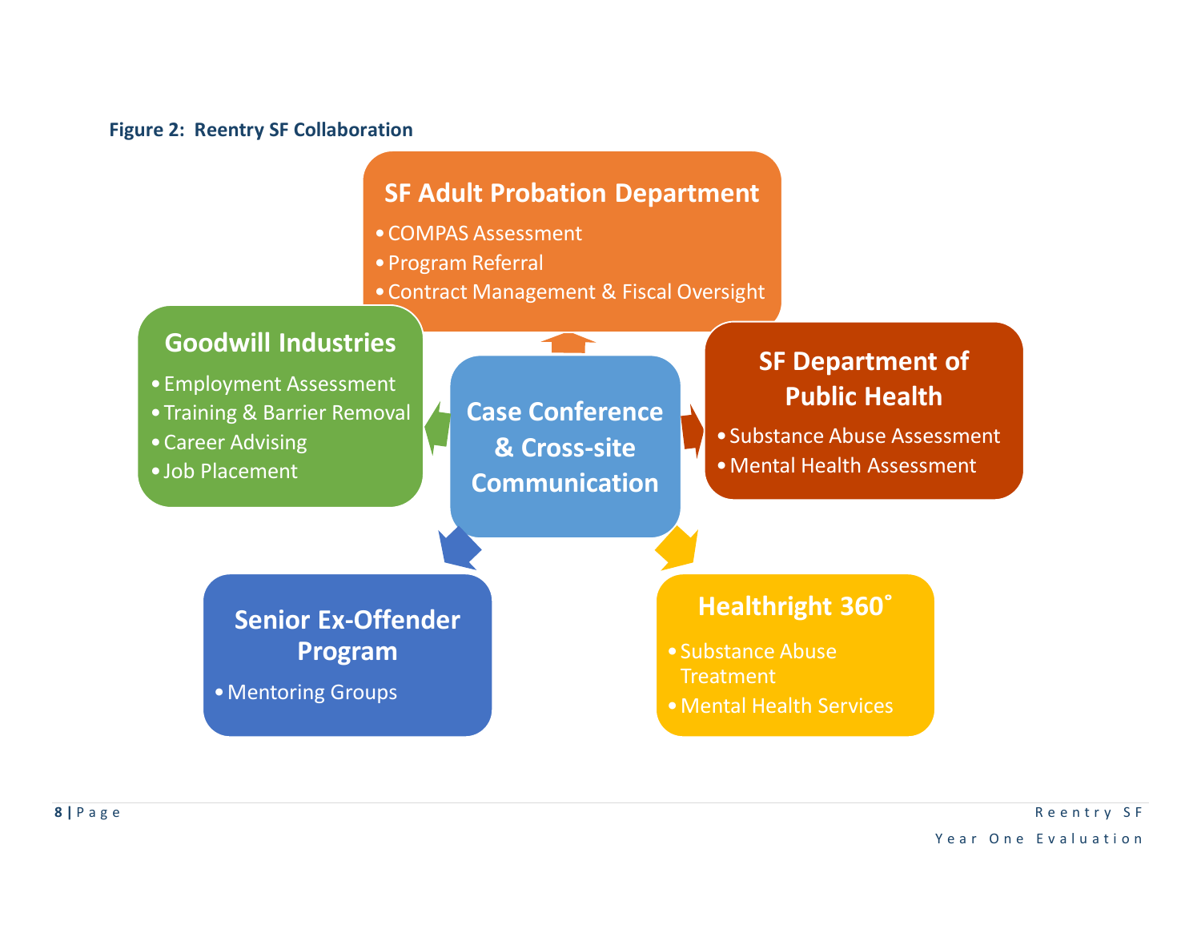**Figure 2: Reentry SF Collaboration**

### Case Conference & Cross-site Communication

### SF Adult Probation Department

- COMPAS Assessment
- Program Referral
- Contract Management & Fiscal Oversight

### Goodwill Industries

- Employment Assessment
- Training & Barrier Removal
- Career Advising
- Job Placement

### SF Department of Public Health

- Substance Abuse Assessment
- Mental Health Assessment

### Senior Ex-Offender Program

- Mentoring Groups

### Healthright 360˚

- Substance Abuse Treatment
- Mental Health Services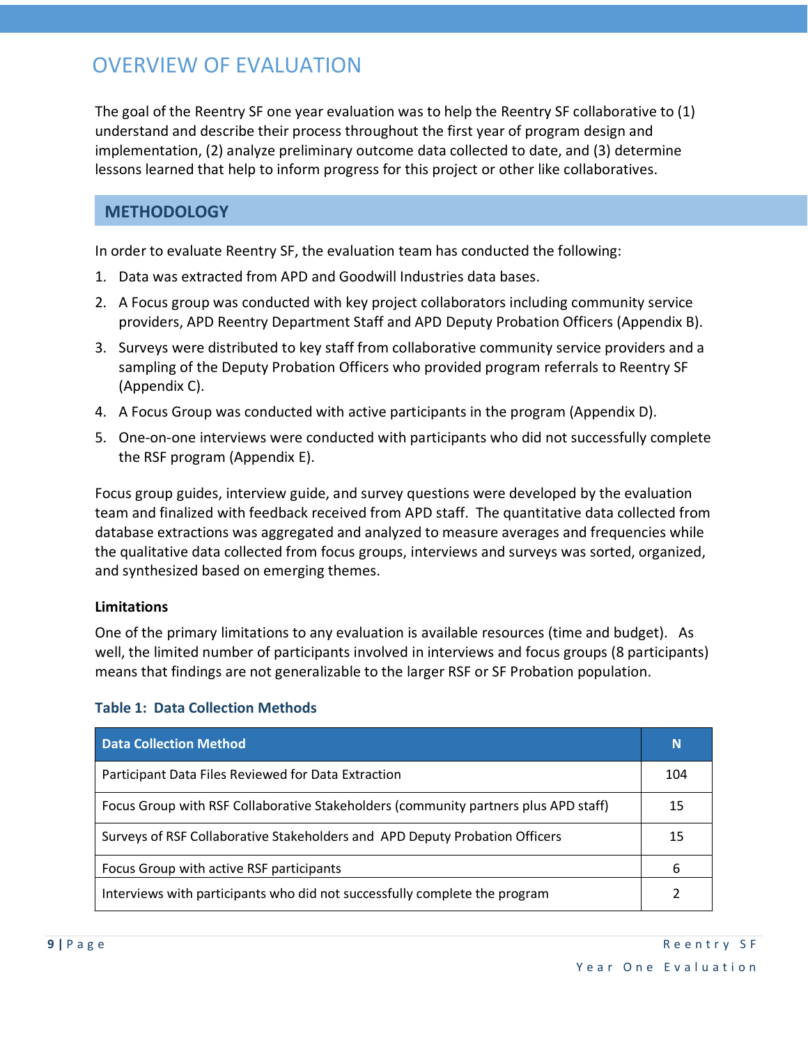# OVERVIEW OF EVALUATION

The goal of the Reentry SF one year evaluation was to help the Reentry SF collaborative to (1) understand and describe their process throughout the first year of program design and implementation, (2) analyze preliminary outcome data collected to date, and (3) determine lessons learned that help to inform progress for this project or other like collaboratives.

## METHODOLOGY

In order to evaluate Reentry SF, the evaluation team has conducted the following:

1. Data was extracted from APD and Goodwill Industries data bases.
2. A Focus group was conducted with key project collaborators including community service providers, APD Reentry Department Staff and APD Deputy Probation Officers (Appendix B).
3. Surveys were distributed to key staff from collaborative community service providers and a sampling of the Deputy Probation Officers who provided program referrals to Reentry SF (Appendix C).
4. A Focus Group was conducted with active participants in the program (Appendix D).
5. One-on-one interviews were conducted with participants who did not successfully complete the RSF program (Appendix E).

Focus group guides, interview guide, and survey questions were developed by the evaluation team and finalized with feedback received from APD staff. The quantitative data collected from database extractions was aggregated and analyzed to measure averages and frequencies while the qualitative data collected from focus groups, interviews and surveys was sorted, organized, and synthesized based on emerging themes.

### Limitations

One of the primary limitations to any evaluation is available resources (time and budget). As well, the limited number of participants involved in interviews and focus groups (8 participants) means that findings are not generalizable to the larger RSF or SF Probation population.

**Table 1: Data Collection Methods**

| Data Collection Method | N |
|---|---|
| Participant Data Files Reviewed for Data Extraction | 104 |
| Focus Group with RSF Collaborative Stakeholders (community partners plus APD staff) | 15 |
| Surveys of RSF Collaborative Stakeholders and APD Deputy Probation Officers | 15 |
| Focus Group with active RSF participants | 6 |
| Interviews with participants who did not successfully complete the program | 2 |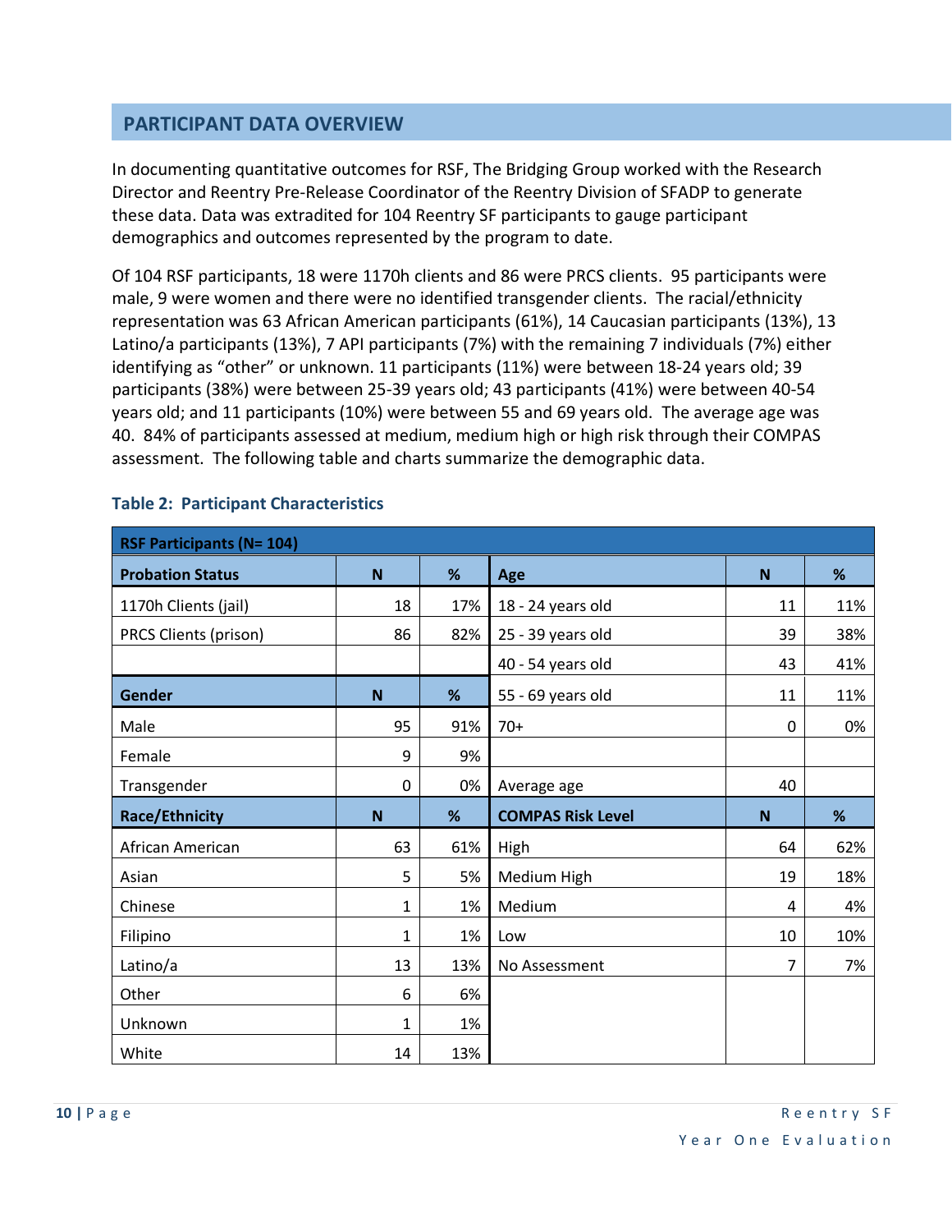## PARTICIPANT DATA OVERVIEW

In documenting quantitative outcomes for RSF, The Bridging Group worked with the Research Director and Reentry Pre-Release Coordinator of the Reentry Division of SFADP to generate these data. Data was extradited for 104 Reentry SF participants to gauge participant demographics and outcomes represented by the program to date.

Of 104 RSF participants, 18 were 1170h clients and 86 were PRCS clients. 95 participants were male, 9 were women and there were no identified transgender clients. The racial/ethnicity representation was 63 African American participants (61%), 14 Caucasian participants (13%), 13 Latino/a participants (13%), 7 API participants (7%) with the remaining 7 individuals (7%) either identifying as "other" or unknown. 11 participants (11%) were between 18-24 years old; 39 participants (38%) were between 25-39 years old; 43 participants (41%) were between 40-54 years old; and 11 participants (10%) were between 55 and 69 years old. The average age was 40. 84% of participants assessed at medium, medium high or high risk through their COMPAS assessment. The following table and charts summarize the demographic data.

### Table 2: Participant Characteristics

| RSF Participants (N= 104) | | | | | |
|---|---|---|---|---|---|
| **Probation Status** | **N** | **%** | **Age** | **N** | **%** |
| 1170h Clients (jail) | 18 | 17% | 18 - 24 years old | 11 | 11% |
| PRCS Clients (prison) | 86 | 82% | 25 - 39 years old | 39 | 38% |
| | | | 40 - 54 years old | 43 | 41% |
| **Gender** | **N** | **%** | 55 - 69 years old | 11 | 11% |
| Male | 95 | 91% | 70+ | 0 | 0% |
| Female | 9 | 9% | | | |
| Transgender | 0 | 0% | Average age | 40 | |
| **Race/Ethnicity** | **N** | **%** | **COMPAS Risk Level** | **N** | **%** |
| African American | 63 | 61% | High | 64 | 62% |
| Asian | 5 | 5% | Medium High | 19 | 18% |
| Chinese | 1 | 1% | Medium | 4 | 4% |
| Filipino | 1 | 1% | Low | 10 | 10% |
| Latino/a | 13 | 13% | No Assessment | 7 | 7% |
| Other | 6 | 6% | | | |
| Unknown | 1 | 1% | | | |
| White | 14 | 13% | | | |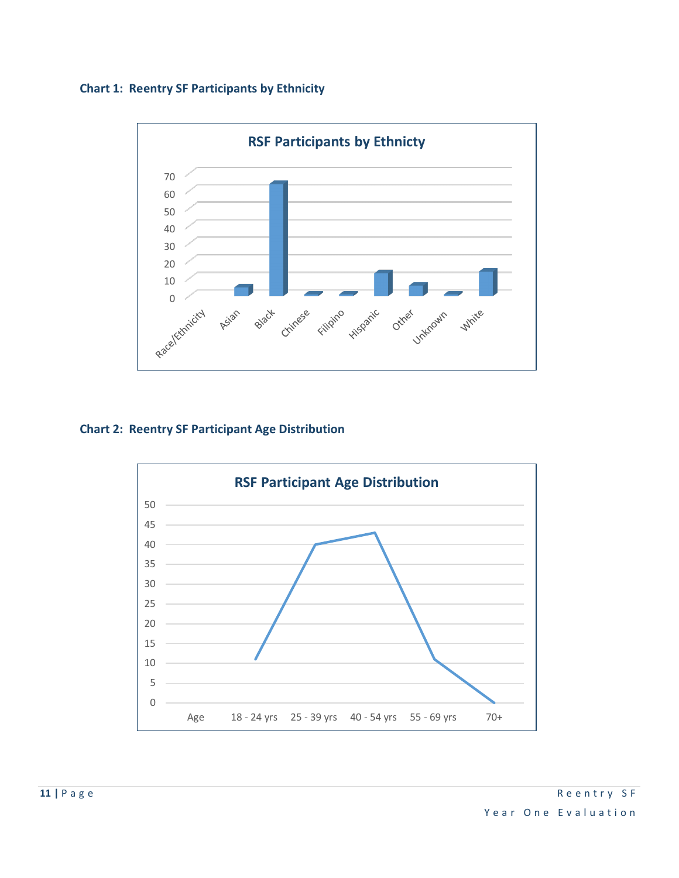**Chart 1: Reentry SF Participants by Ethnicity**

**Chart 2: Reentry SF Participant Age Distribution**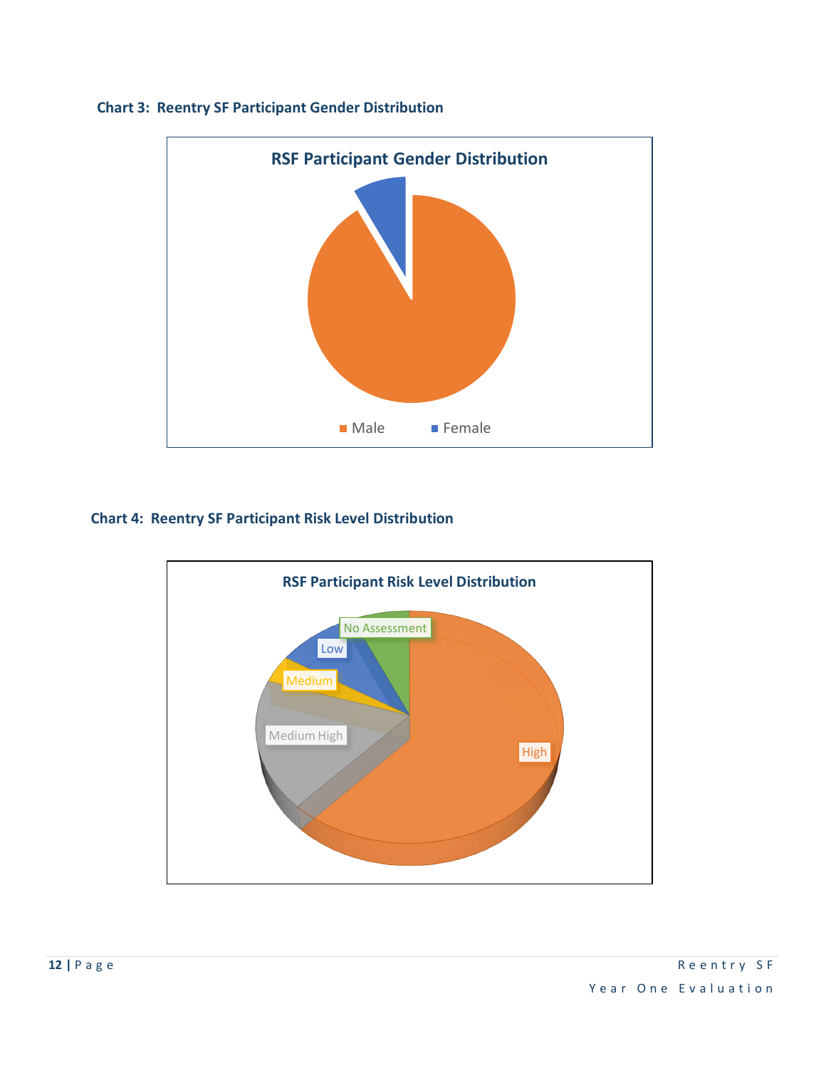**Chart 3: Reentry SF Participant Gender Distribution**

RSF Participant Gender Distribution

Male   Female

**Chart 4: Reentry SF Participant Risk Level Distribution**

RSF Participant Risk Level Distribution

No Assessment

Low

Medium

Medium High

High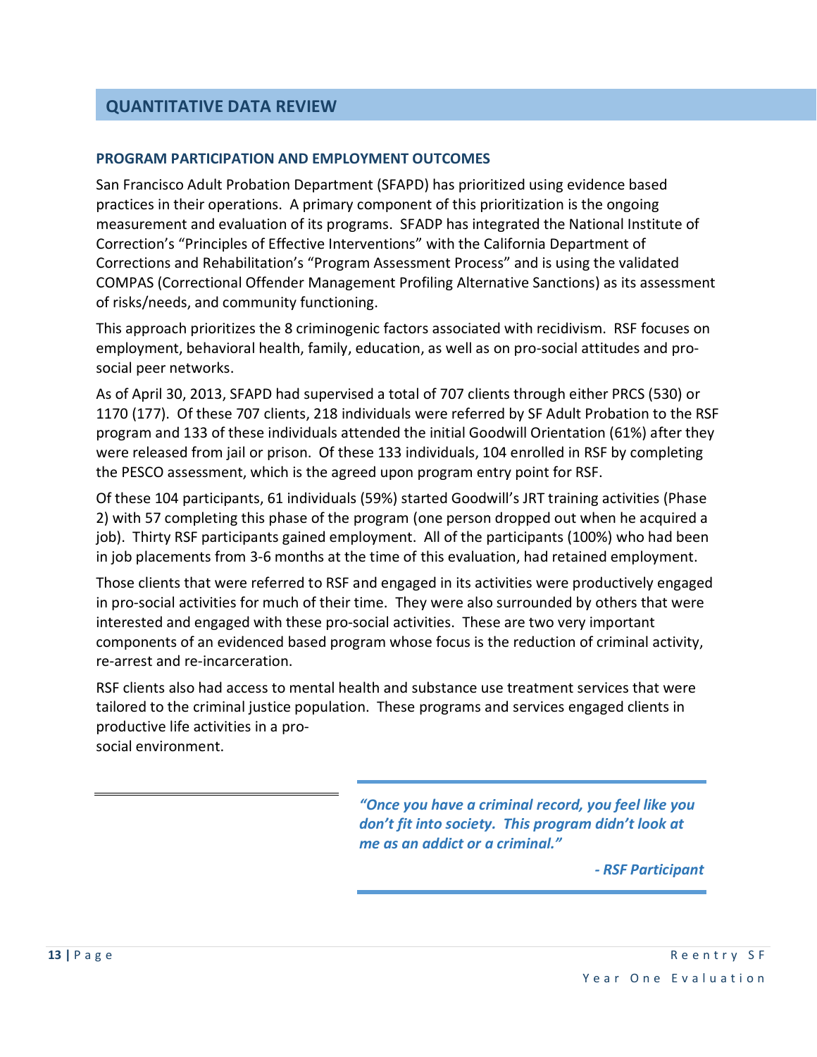## QUANTITATIVE DATA REVIEW

### PROGRAM PARTICIPATION AND EMPLOYMENT OUTCOMES

San Francisco Adult Probation Department (SFAPD) has prioritized using evidence based practices in their operations. A primary component of this prioritization is the ongoing measurement and evaluation of its programs. SFADP has integrated the National Institute of Correction's "Principles of Effective Interventions" with the California Department of Corrections and Rehabilitation's "Program Assessment Process" and is using the validated COMPAS (Correctional Offender Management Profiling Alternative Sanctions) as its assessment of risks/needs, and community functioning.

This approach prioritizes the 8 criminogenic factors associated with recidivism. RSF focuses on employment, behavioral health, family, education, as well as on pro-social attitudes and pro-social peer networks.

As of April 30, 2013, SFAPD had supervised a total of 707 clients through either PRCS (530) or 1170 (177). Of these 707 clients, 218 individuals were referred by SF Adult Probation to the RSF program and 133 of these individuals attended the initial Goodwill Orientation (61%) after they were released from jail or prison. Of these 133 individuals, 104 enrolled in RSF by completing the PESCO assessment, which is the agreed upon program entry point for RSF.

Of these 104 participants, 61 individuals (59%) started Goodwill's JRT training activities (Phase 2) with 57 completing this phase of the program (one person dropped out when he acquired a job). Thirty RSF participants gained employment. All of the participants (100%) who had been in job placements from 3-6 months at the time of this evaluation, had retained employment.

Those clients that were referred to RSF and engaged in its activities were productively engaged in pro-social activities for much of their time. They were also surrounded by others that were interested and engaged with these pro-social activities. These are two very important components of an evidenced based program whose focus is the reduction of criminal activity, re-arrest and re-incarceration.

RSF clients also had access to mental health and substance use treatment services that were tailored to the criminal justice population. These programs and services engaged clients in productive life activities in a pro-social environment.

> ***"Once you have a criminal record, you feel like you don't fit into society. This program didn't look at me as an addict or a criminal."***
>
> ***- RSF Participant***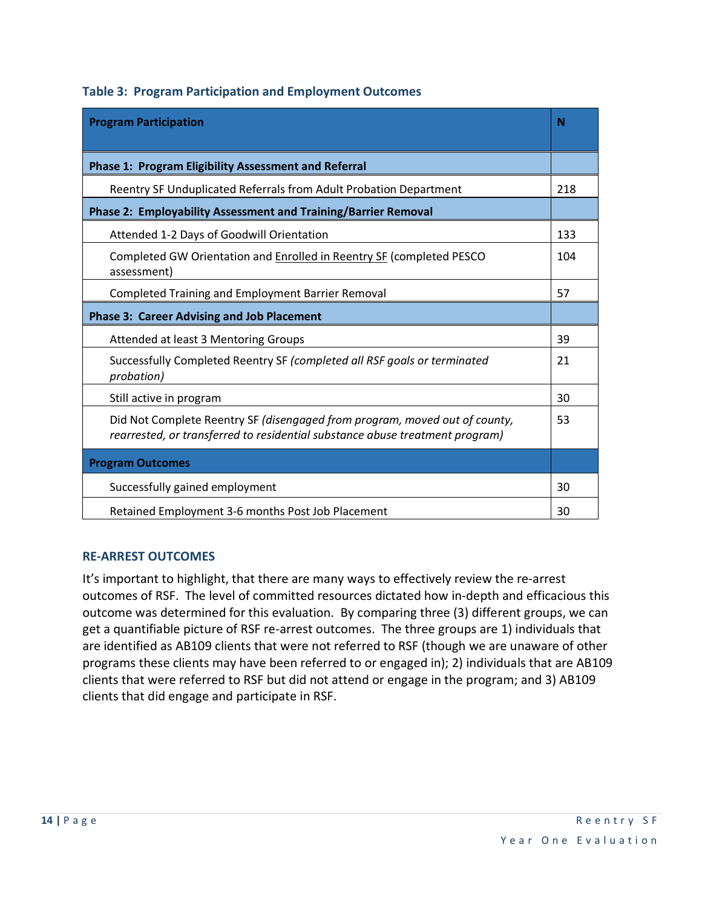**Table 3: Program Participation and Employment Outcomes**

| Program Participation | N |
|---|---|
| **Phase 1: Program Eligibility Assessment and Referral** | |
| Reentry SF Unduplicated Referrals from Adult Probation Department | 218 |
| **Phase 2: Employability Assessment and Training/Barrier Removal** | |
| Attended 1-2 Days of Goodwill Orientation | 133 |
| Completed GW Orientation and <u>Enrolled in Reentry SF</u> (completed PESCO assessment) | 104 |
| Completed Training and Employment Barrier Removal | 57 |
| **Phase 3: Career Advising and Job Placement** | |
| Attended at least 3 Mentoring Groups | 39 |
| Successfully Completed Reentry SF *(completed all RSF goals or terminated probation)* | 21 |
| Still active in program | 30 |
| Did Not Complete Reentry SF *(disengaged from program, moved out of county, rearrested, or transferred to residential substance abuse treatment program)* | 53 |
| **Program Outcomes** | |
| Successfully gained employment | 30 |
| Retained Employment 3-6 months Post Job Placement | 30 |

### RE-ARREST OUTCOMES

It's important to highlight, that there are many ways to effectively review the re-arrest outcomes of RSF. The level of committed resources dictated how in-depth and efficacious this outcome was determined for this evaluation. By comparing three (3) different groups, we can get a quantifiable picture of RSF re-arrest outcomes. The three groups are 1) individuals that are identified as AB109 clients that were not referred to RSF (though we are unaware of other programs these clients may have been referred to or engaged in); 2) individuals that are AB109 clients that were referred to RSF but did not attend or engage in the program; and 3) AB109 clients that did engage and participate in RSF.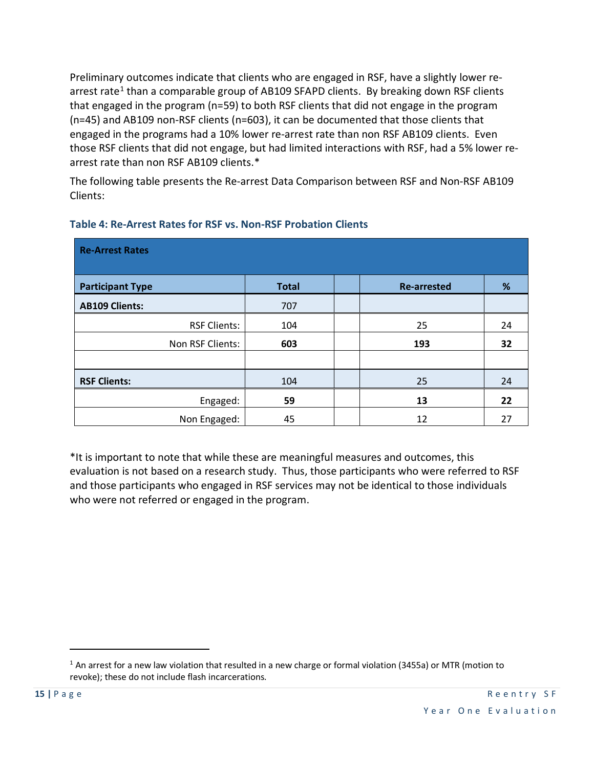Preliminary outcomes indicate that clients who are engaged in RSF, have a slightly lower re-arrest rate[1] than a comparable group of AB109 SFAPD clients. By breaking down RSF clients that engaged in the program (n=59) to both RSF clients that did not engage in the program (n=45) and AB109 non-RSF clients (n=603), it can be documented that those clients that engaged in the programs had a 10% lower re-arrest rate than non RSF AB109 clients. Even those RSF clients that did not engage, but had limited interactions with RSF, had a 5% lower re-arrest rate than non RSF AB109 clients.*

The following table presents the Re-arrest Data Comparison between RSF and Non-RSF AB109 Clients:

### Table 4: Re-Arrest Rates for RSF vs. Non-RSF Probation Clients

| **Re-Arrest Rates** | | | | |
|---|---|---|---|---|
| **Participant Type** | **Total** | | **Re-arrested** | **%** |
| **AB109 Clients:** | 707 | | | |
| RSF Clients: | 104 | | 25 | 24 |
| Non RSF Clients: | **603** | | **193** | **32** |
| | | | | |
| **RSF Clients:** | 104 | | 25 | 24 |
| Engaged: | **59** | | **13** | **22** |
| Non Engaged: | 45 | | 12 | 27 |

*It is important to note that while these are meaningful measures and outcomes, this evaluation is not based on a research study. Thus, those participants who were referred to RSF and those participants who engaged in RSF services may not be identical to those individuals who were not referred or engaged in the program.

---

[1] An arrest for a new law violation that resulted in a new charge or formal violation (3455a) or MTR (motion to revoke); these do not include flash incarcerations.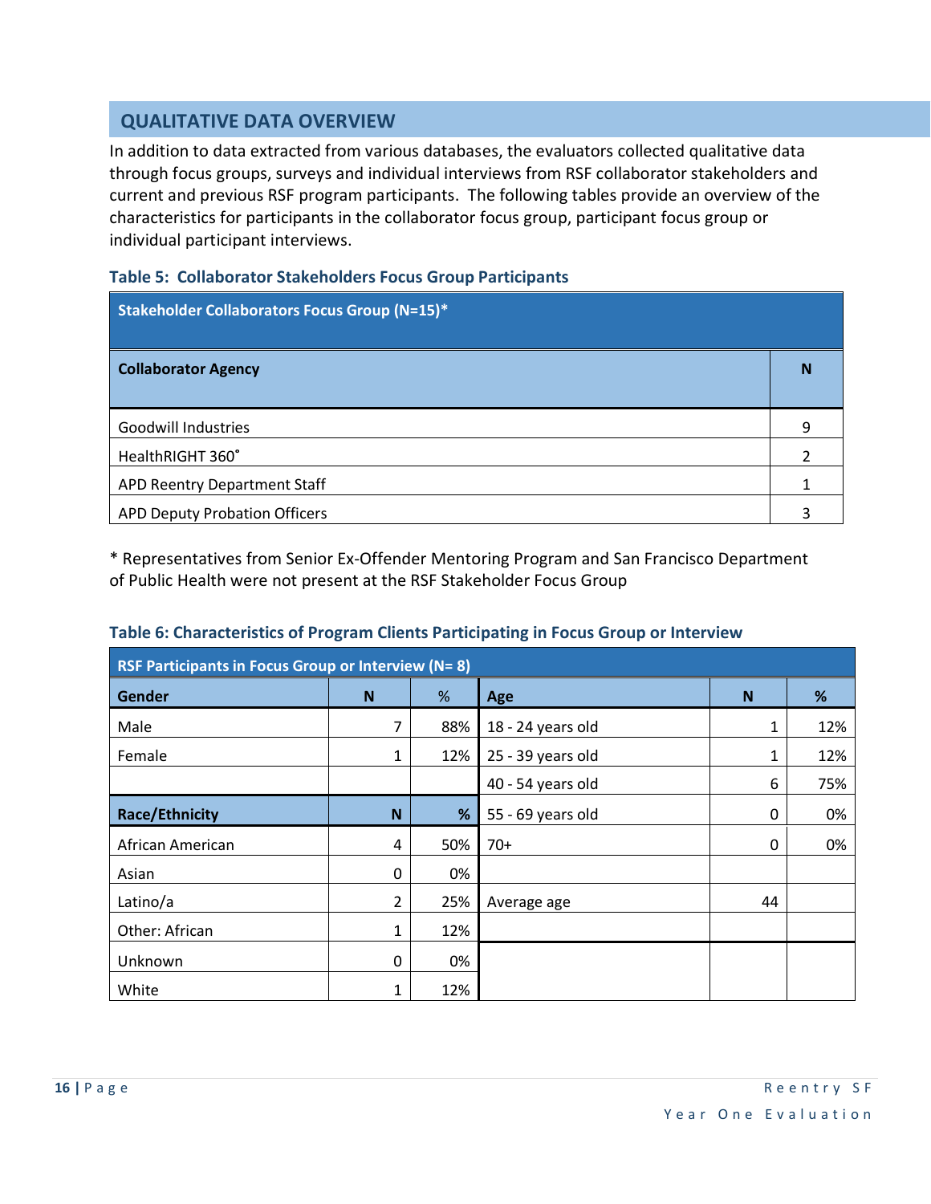## QUALITATIVE DATA OVERVIEW

In addition to data extracted from various databases, the evaluators collected qualitative data through focus groups, surveys and individual interviews from RSF collaborator stakeholders and current and previous RSF program participants. The following tables provide an overview of the characteristics for participants in the collaborator focus group, participant focus group or individual participant interviews.

**Table 5: Collaborator Stakeholders Focus Group Participants**

| Stakeholder Collaborators Focus Group (N=15)* | |
|---|---|
| **Collaborator Agency** | **N** |
| Goodwill Industries | 9 |
| HealthRIGHT 360˚ | 2 |
| APD Reentry Department Staff | 1 |
| APD Deputy Probation Officers | 3 |

* Representatives from Senior Ex-Offender Mentoring Program and San Francisco Department of Public Health were not present at the RSF Stakeholder Focus Group

**Table 6: Characteristics of Program Clients Participating in Focus Group or Interview**

| RSF Participants in Focus Group or Interview (N= 8) | | | | | |
|---|---|---|---|---|---|
| **Gender** | **N** | **%** | **Age** | **N** | **%** |
| Male | 7 | 88% | 18 - 24 years old | 1 | 12% |
| Female | 1 | 12% | 25 - 39 years old | 1 | 12% |
| | | | 40 - 54 years old | 6 | 75% |
| **Race/Ethnicity** | **N** | **%** | 55 - 69 years old | 0 | 0% |
| African American | 4 | 50% | 70+ | 0 | 0% |
| Asian | 0 | 0% | | | |
| Latino/a | 2 | 25% | Average age | 44 | |
| Other: African | 1 | 12% | | | |
| Unknown | 0 | 0% | | | |
| White | 1 | 12% | | | |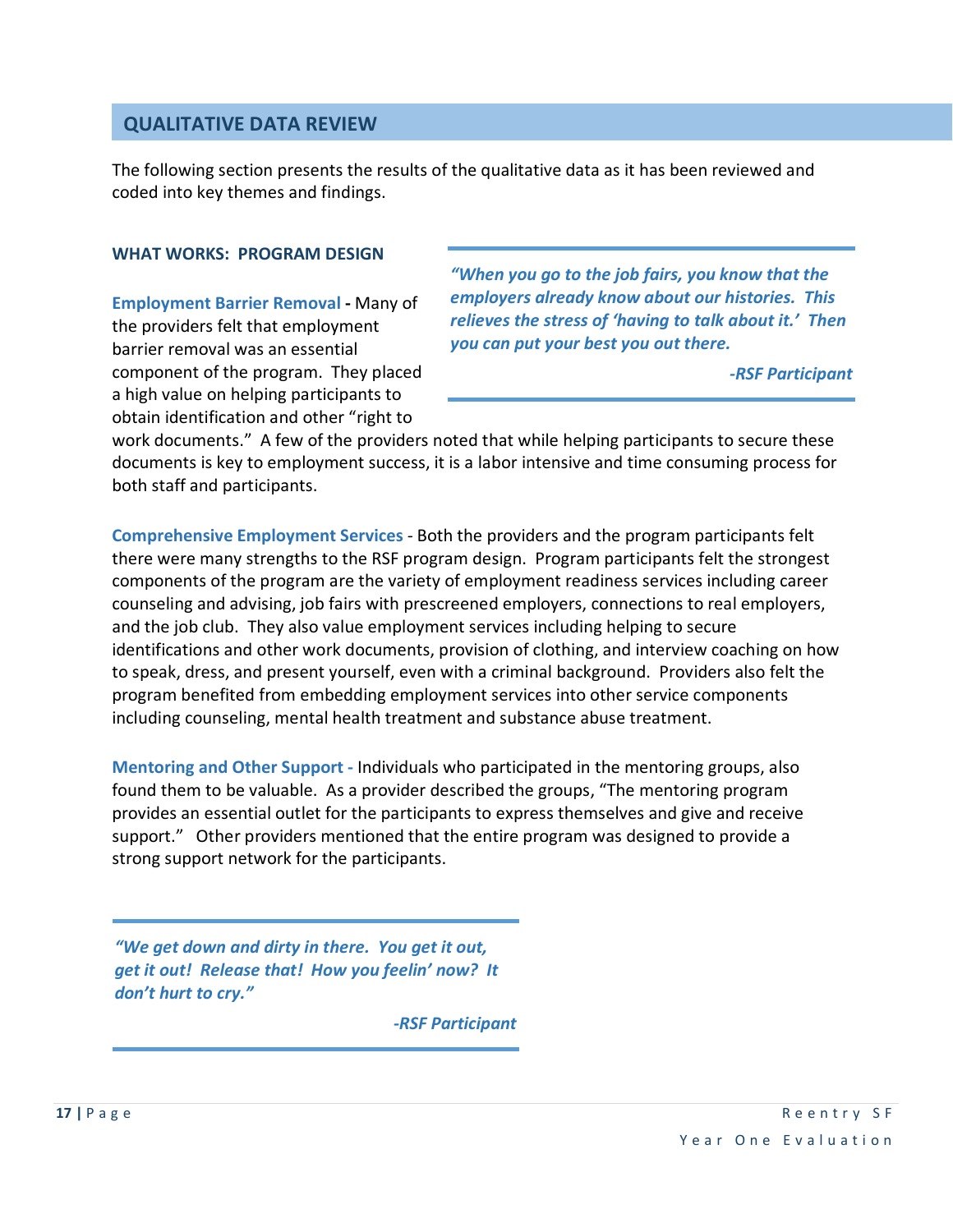## QUALITATIVE DATA REVIEW

The following section presents the results of the qualitative data as it has been reviewed and coded into key themes and findings.

### WHAT WORKS: PROGRAM DESIGN

> ***"When you go to the job fairs, you know that the employers already know about our histories. This relieves the stress of 'having to talk about it.' Then you can put your best you out there.***
>
> ***-RSF Participant***

**Employment Barrier Removal -** Many of the providers felt that employment barrier removal was an essential component of the program. They placed a high value on helping participants to obtain identification and other "right to work documents." A few of the providers noted that while helping participants to secure these documents is key to employment success, it is a labor intensive and time consuming process for both staff and participants.

**Comprehensive Employment Services** - Both the providers and the program participants felt there were many strengths to the RSF program design. Program participants felt the strongest components of the program are the variety of employment readiness services including career counseling and advising, job fairs with prescreened employers, connections to real employers, and the job club. They also value employment services including helping to secure identifications and other work documents, provision of clothing, and interview coaching on how to speak, dress, and present yourself, even with a criminal background. Providers also felt the program benefited from embedding employment services into other service components including counseling, mental health treatment and substance abuse treatment.

**Mentoring and Other Support -** Individuals who participated in the mentoring groups, also found them to be valuable. As a provider described the groups, "The mentoring program provides an essential outlet for the participants to express themselves and give and receive support." Other providers mentioned that the entire program was designed to provide a strong support network for the participants.

> ***"We get down and dirty in there. You get it out, get it out! Release that! How you feelin' now? It don't hurt to cry."***
>
> ***-RSF Participant***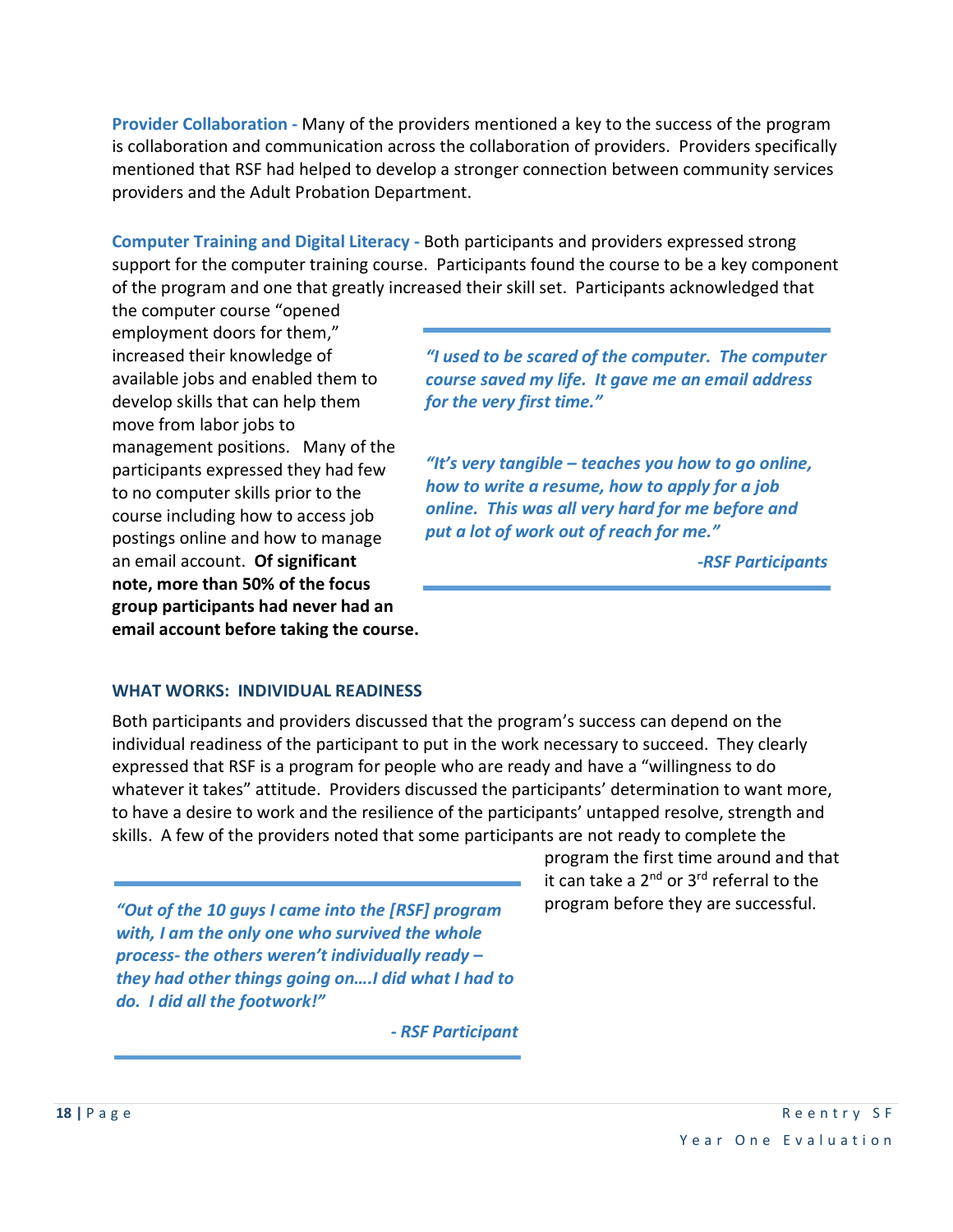**Provider Collaboration -** Many of the providers mentioned a key to the success of the program is collaboration and communication across the collaboration of providers. Providers specifically mentioned that RSF had helped to develop a stronger connection between community services providers and the Adult Probation Department.

**Computer Training and Digital Literacy -** Both participants and providers expressed strong support for the computer training course. Participants found the course to be a key component of the program and one that greatly increased their skill set. Participants acknowledged that the computer course "opened employment doors for them," increased their knowledge of available jobs and enabled them to develop skills that can help them move from labor jobs to management positions. Many of the participants expressed they had few to no computer skills prior to the course including how to access job postings online and how to manage an email account. **Of significant note, more than 50% of the focus group participants had never had an email account before taking the course.**

> ***"I used to be scared of the computer. The computer course saved my life. It gave me an email address for the very first time."***
>
> ***"It's very tangible – teaches you how to go online, how to write a resume, how to apply for a job online. This was all very hard for me before and put a lot of work out of reach for me."***
>
> ***-RSF Participants***

### WHAT WORKS: INDIVIDUAL READINESS

Both participants and providers discussed that the program's success can depend on the individual readiness of the participant to put in the work necessary to succeed. They clearly expressed that RSF is a program for people who are ready and have a "willingness to do whatever it takes" attitude. Providers discussed the participants' determination to want more, to have a desire to work and the resilience of the participants' untapped resolve, strength and skills. A few of the providers noted that some participants are not ready to complete the program the first time around and that it can take a 2nd or 3rd referral to the program before they are successful.

> ***"Out of the 10 guys I came into the [RSF] program with, I am the only one who survived the whole process- the others weren't individually ready – they had other things going on….I did what I had to do. I did all the footwork!"***
>
> ***- RSF Participant***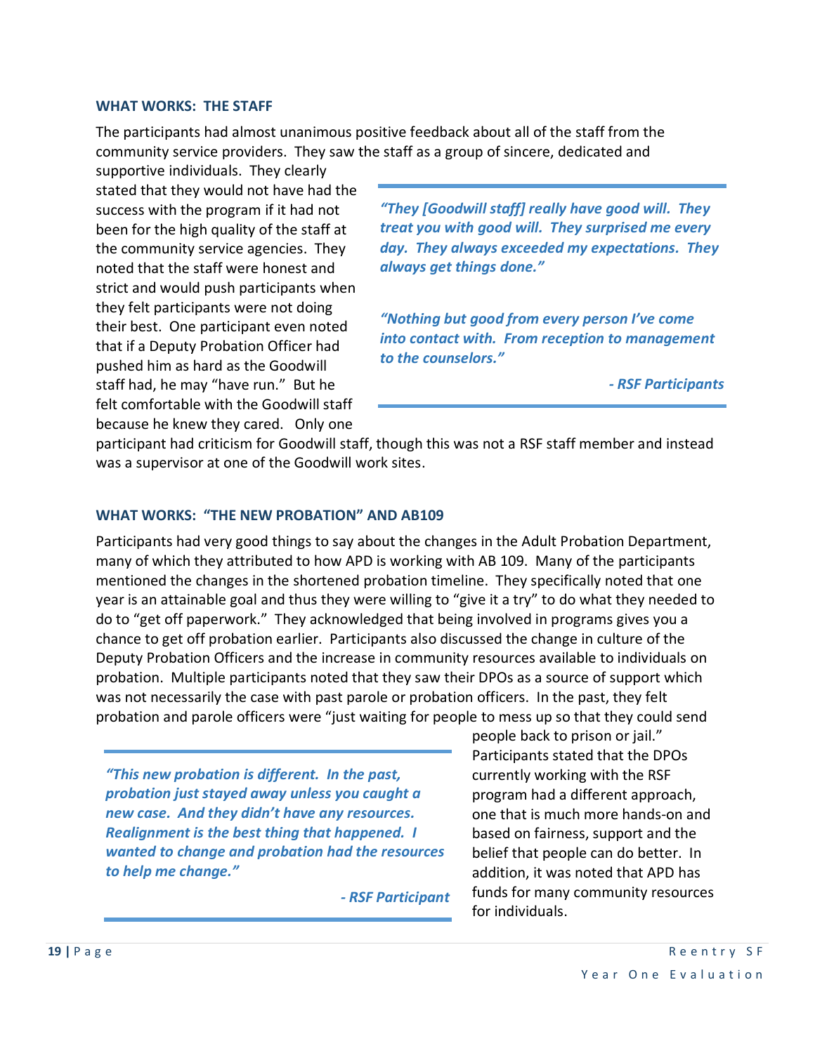### WHAT WORKS: THE STAFF

The participants had almost unanimous positive feedback about all of the staff from the community service providers. They saw the staff as a group of sincere, dedicated and supportive individuals. They clearly stated that they would not have had the success with the program if it had not been for the high quality of the staff at the community service agencies. They noted that the staff were honest and strict and would push participants when they felt participants were not doing their best. One participant even noted that if a Deputy Probation Officer had pushed him as hard as the Goodwill staff had, he may "have run." But he felt comfortable with the Goodwill staff because he knew they cared. Only one participant had criticism for Goodwill staff, though this was not a RSF staff member and instead was a supervisor at one of the Goodwill work sites.

> ***"They [Goodwill staff] really have good will. They treat you with good will. They surprised me every day. They always exceeded my expectations. They always get things done."***
>
> ***"Nothing but good from every person I've come into contact with. From reception to management to the counselors."***
>
> ***- RSF Participants***

### WHAT WORKS: "THE NEW PROBATION" AND AB109

Participants had very good things to say about the changes in the Adult Probation Department, many of which they attributed to how APD is working with AB 109. Many of the participants mentioned the changes in the shortened probation timeline. They specifically noted that one year is an attainable goal and thus they were willing to "give it a try" to do what they needed to do to "get off paperwork." They acknowledged that being involved in programs gives you a chance to get off probation earlier. Participants also discussed the change in culture of the Deputy Probation Officers and the increase in community resources available to individuals on probation. Multiple participants noted that they saw their DPOs as a source of support which was not necessarily the case with past parole or probation officers. In the past, they felt probation and parole officers were "just waiting for people to mess up so that they could send people back to prison or jail." Participants stated that the DPOs currently working with the RSF program had a different approach, one that is much more hands-on and based on fairness, support and the belief that people can do better. In addition, it was noted that APD has funds for many community resources for individuals.

> ***"This new probation is different. In the past, probation just stayed away unless you caught a new case. And they didn't have any resources. Realignment is the best thing that happened. I wanted to change and probation had the resources to help me change."***
>
> ***- RSF Participant***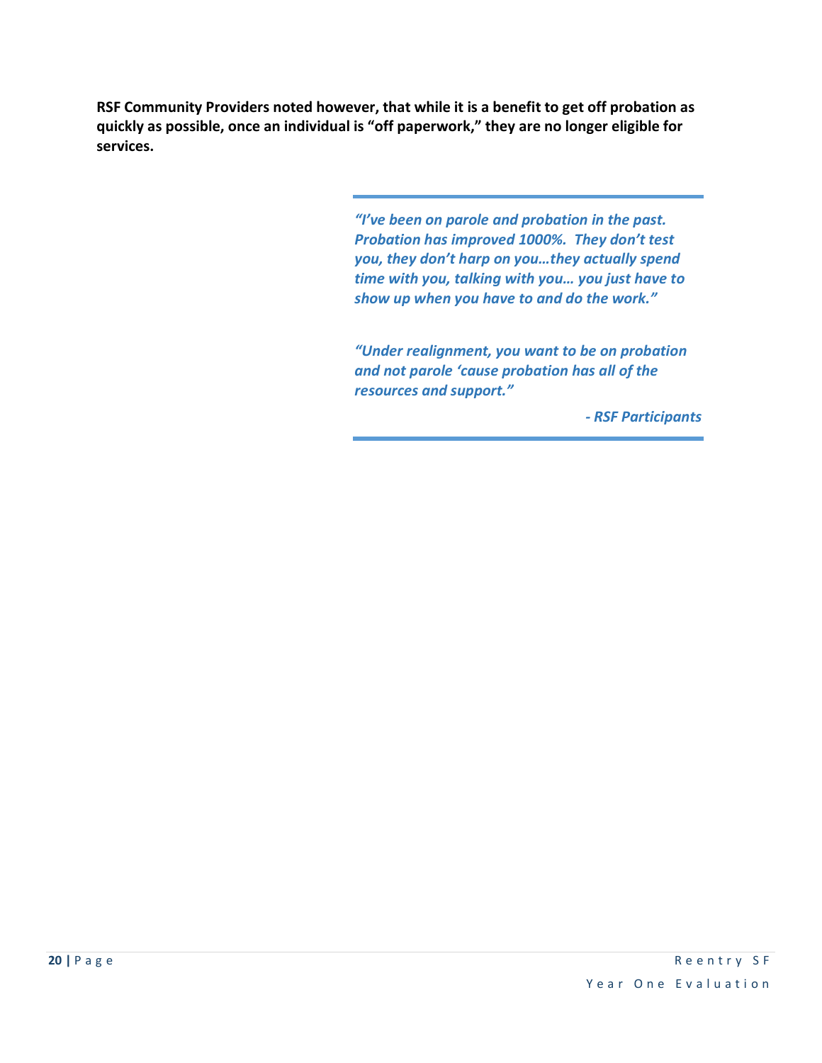**RSF Community Providers noted however, that while it is a benefit to get off probation as quickly as possible, once an individual is "off paperwork," they are no longer eligible for services.**

> ***"I've been on parole and probation in the past. Probation has improved 1000%. They don't test you, they don't harp on you…they actually spend time with you, talking with you… you just have to show up when you have to and do the work."***
>
> ***"Under realignment, you want to be on probation and not parole 'cause probation has all of the resources and support."***
>
> ***- RSF Participants***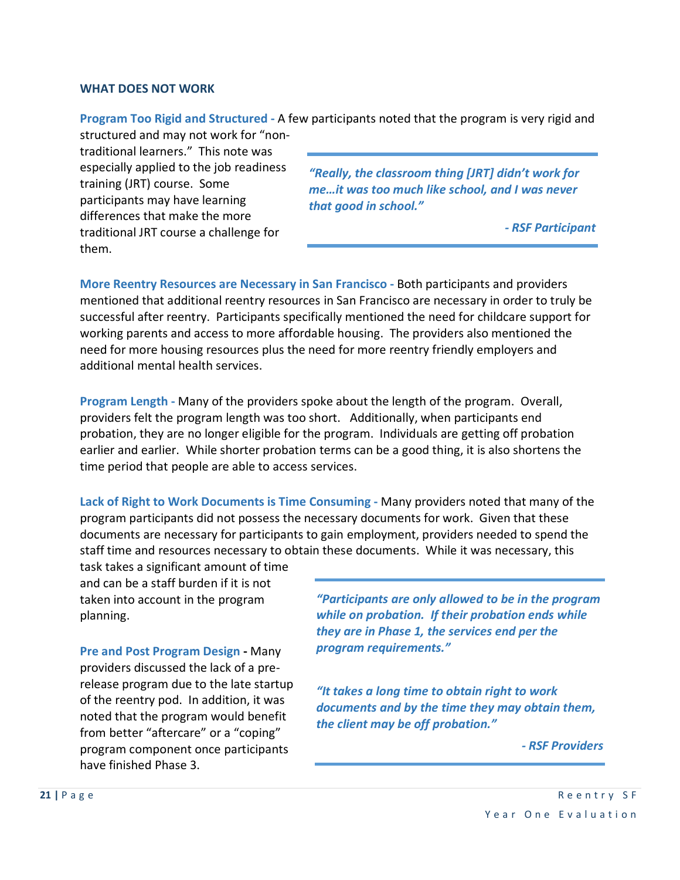## WHAT DOES NOT WORK

**Program Too Rigid and Structured -** A few participants noted that the program is very rigid and structured and may not work for "non-traditional learners." This note was especially applied to the job readiness training (JRT) course. Some participants may have learning differences that make the more traditional JRT course a challenge for them.

> ***"Really, the classroom thing [JRT] didn't work for me…it was too much like school, and I was never that good in school."***
>
> ***- RSF Participant***

**More Reentry Resources are Necessary in San Francisco -** Both participants and providers mentioned that additional reentry resources in San Francisco are necessary in order to truly be successful after reentry. Participants specifically mentioned the need for childcare support for working parents and access to more affordable housing. The providers also mentioned the need for more housing resources plus the need for more reentry friendly employers and additional mental health services.

**Program Length -** Many of the providers spoke about the length of the program. Overall, providers felt the program length was too short. Additionally, when participants end probation, they are no longer eligible for the program. Individuals are getting off probation earlier and earlier. While shorter probation terms can be a good thing, it is also shortens the time period that people are able to access services.

**Lack of Right to Work Documents is Time Consuming -** Many providers noted that many of the program participants did not possess the necessary documents for work. Given that these documents are necessary for participants to gain employment, providers needed to spend the staff time and resources necessary to obtain these documents. While it was necessary, this task takes a significant amount of time and can be a staff burden if it is not taken into account in the program planning.

**Pre and Post Program Design -** Many providers discussed the lack of a pre-release program due to the late startup of the reentry pod. In addition, it was noted that the program would benefit from better "aftercare" or a "coping" program component once participants have finished Phase 3.

> ***"Participants are only allowed to be in the program while on probation. If their probation ends while they are in Phase 1, the services end per the program requirements."***
>
> ***"It takes a long time to obtain right to work documents and by the time they may obtain them, the client may be off probation."***
>
> ***- RSF Providers***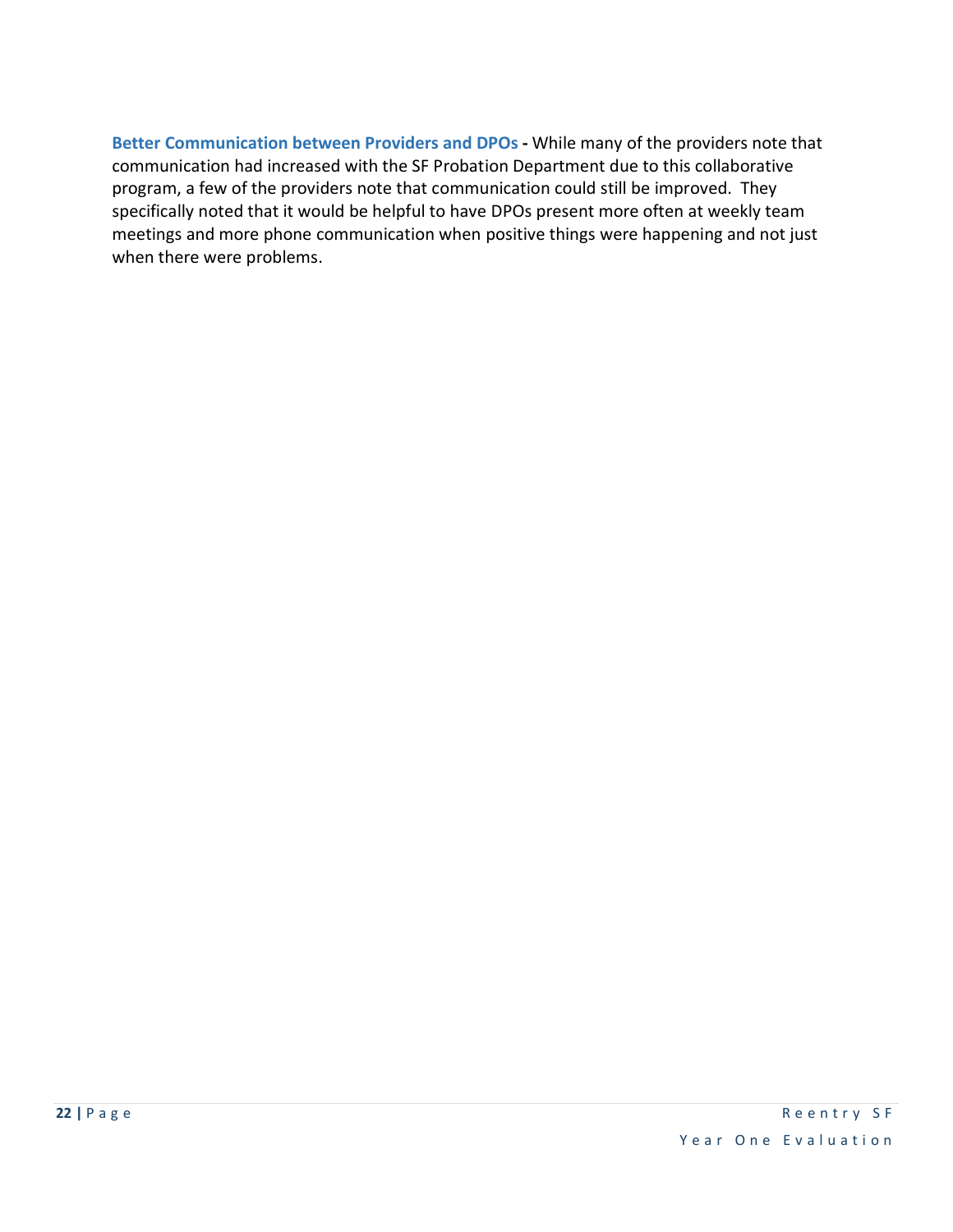**Better Communication between Providers and DPOs -** While many of the providers note that communication had increased with the SF Probation Department due to this collaborative program, a few of the providers note that communication could still be improved. They specifically noted that it would be helpful to have DPOs present more often at weekly team meetings and more phone communication when positive things were happening and not just when there were problems.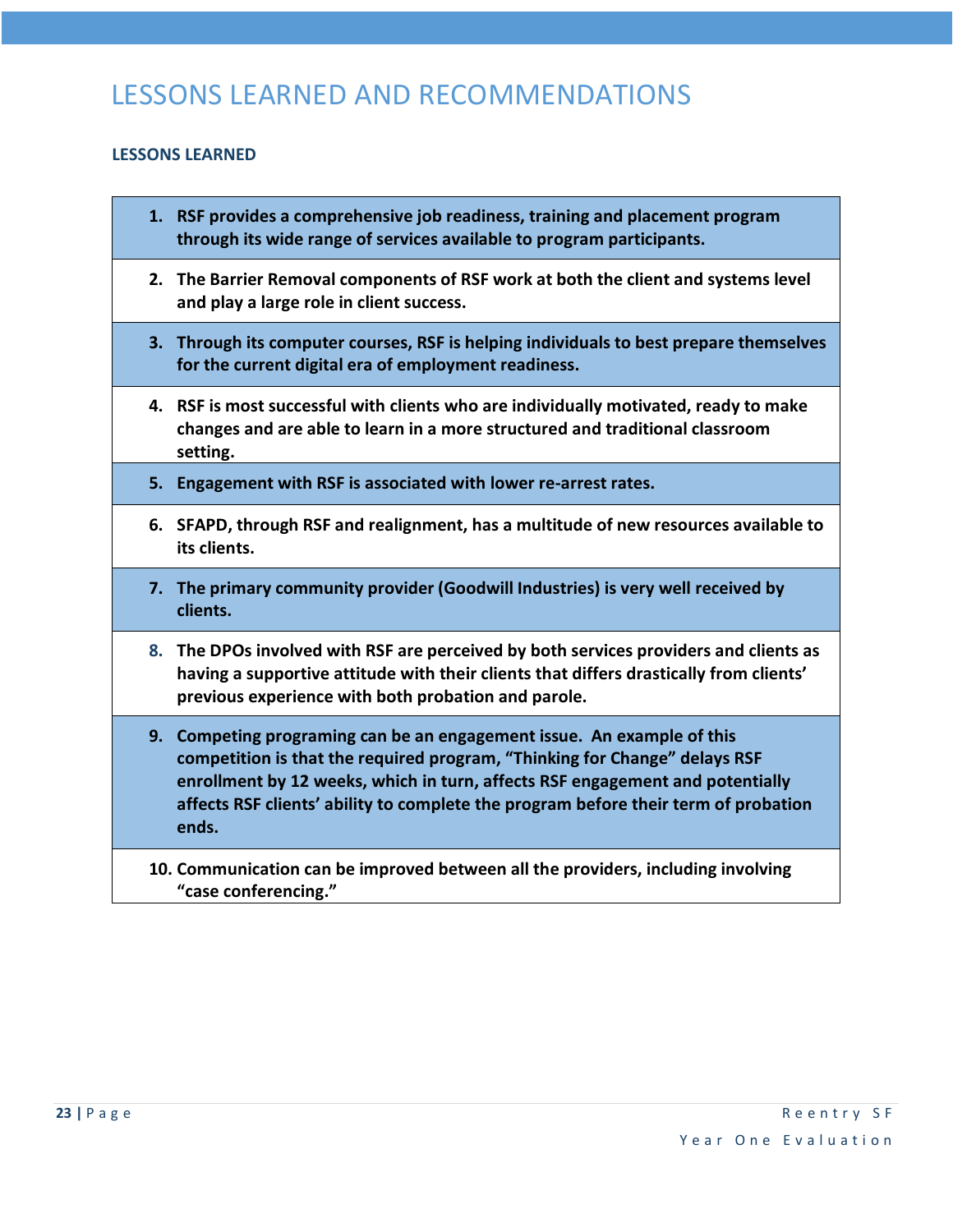# LESSONS LEARNED AND RECOMMENDATIONS

## LESSONS LEARNED

1. **RSF provides a comprehensive job readiness, training and placement program through its wide range of services available to program participants.**
2. **The Barrier Removal components of RSF work at both the client and systems level and play a large role in client success.**
3. **Through its computer courses, RSF is helping individuals to best prepare themselves for the current digital era of employment readiness.**
4. **RSF is most successful with clients who are individually motivated, ready to make changes and are able to learn in a more structured and traditional classroom setting.**
5. **Engagement with RSF is associated with lower re-arrest rates.**
6. **SFAPD, through RSF and realignment, has a multitude of new resources available to its clients.**
7. **The primary community provider (Goodwill Industries) is very well received by clients.**
8. **The DPOs involved with RSF are perceived by both services providers and clients as having a supportive attitude with their clients that differs drastically from clients' previous experience with both probation and parole.**
9. **Competing programing can be an engagement issue. An example of this competition is that the required program, "Thinking for Change" delays RSF enrollment by 12 weeks, which in turn, affects RSF engagement and potentially affects RSF clients' ability to complete the program before their term of probation ends.**
10. **Communication can be improved between all the providers, including involving "case conferencing."**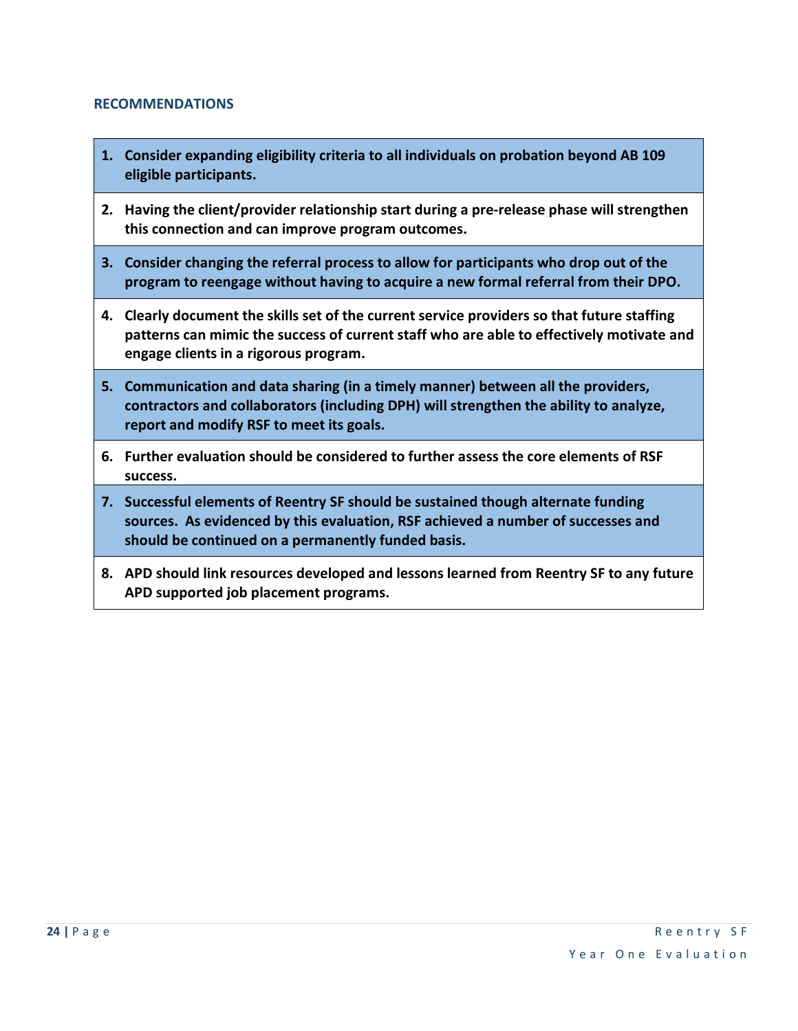## RECOMMENDATIONS

1. **Consider expanding eligibility criteria to all individuals on probation beyond AB 109 eligible participants.**
2. **Having the client/provider relationship start during a pre-release phase will strengthen this connection and can improve program outcomes.**
3. **Consider changing the referral process to allow for participants who drop out of the program to reengage without having to acquire a new formal referral from their DPO.**
4. **Clearly document the skills set of the current service providers so that future staffing patterns can mimic the success of current staff who are able to effectively motivate and engage clients in a rigorous program.**
5. **Communication and data sharing (in a timely manner) between all the providers, contractors and collaborators (including DPH) will strengthen the ability to analyze, report and modify RSF to meet its goals.**
6. **Further evaluation should be considered to further assess the core elements of RSF success.**
7. **Successful elements of Reentry SF should be sustained though alternate funding sources. As evidenced by this evaluation, RSF achieved a number of successes and should be continued on a permanently funded basis.**
8. **APD should link resources developed and lessons learned from Reentry SF to any future APD supported job placement programs.**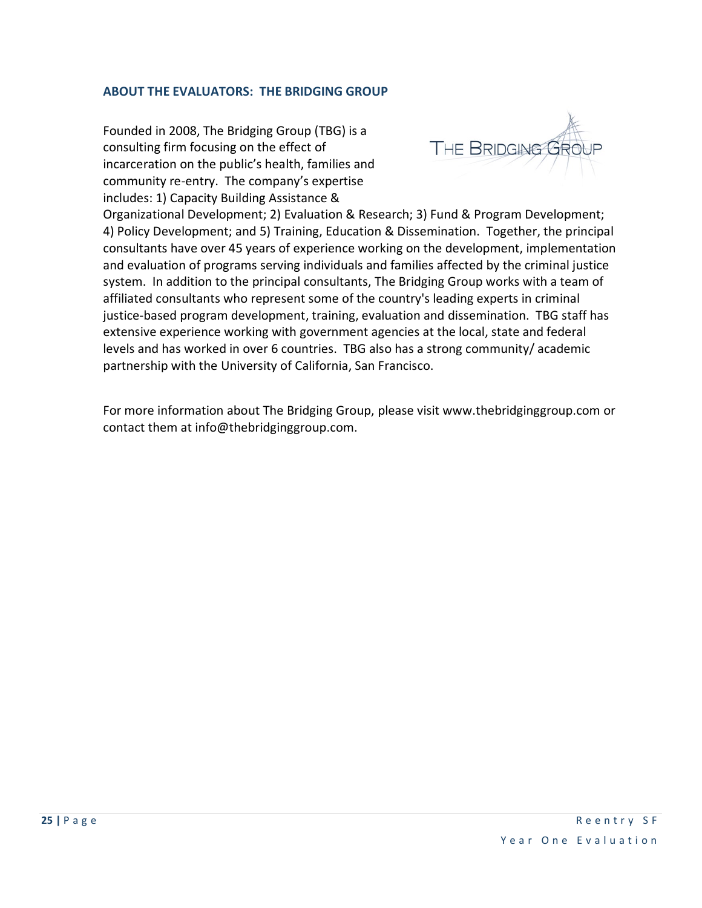## ABOUT THE EVALUATORS: THE BRIDGING GROUP

Founded in 2008, The Bridging Group (TBG) is a consulting firm focusing on the effect of incarceration on the public's health, families and community re-entry. The company's expertise includes: 1) Capacity Building Assistance & Organizational Development; 2) Evaluation & Research; 3) Fund & Program Development; 4) Policy Development; and 5) Training, Education & Dissemination. Together, the principal consultants have over 45 years of experience working on the development, implementation and evaluation of programs serving individuals and families affected by the criminal justice system. In addition to the principal consultants, The Bridging Group works with a team of affiliated consultants who represent some of the country's leading experts in criminal justice-based program development, training, evaluation and dissemination. TBG staff has extensive experience working with government agencies at the local, state and federal levels and has worked in over 6 countries. TBG also has a strong community/ academic partnership with the University of California, San Francisco.

For more information about The Bridging Group, please visit www.thebridginggroup.com or contact them at info@thebridginggroup.com.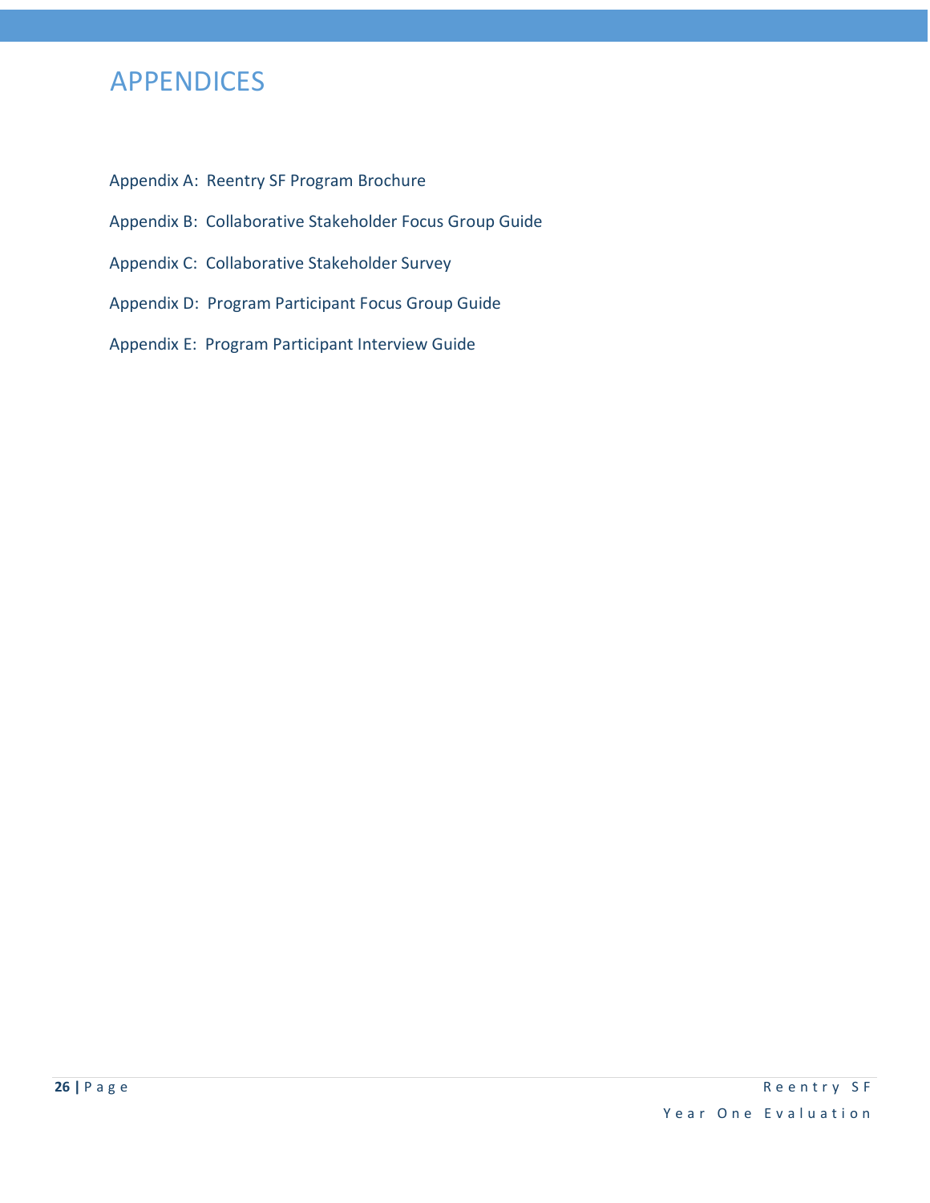# APPENDICES

Appendix A: Reentry SF Program Brochure

Appendix B: Collaborative Stakeholder Focus Group Guide

Appendix C: Collaborative Stakeholder Survey

Appendix D: Program Participant Focus Group Guide

Appendix E: Program Participant Interview Guide